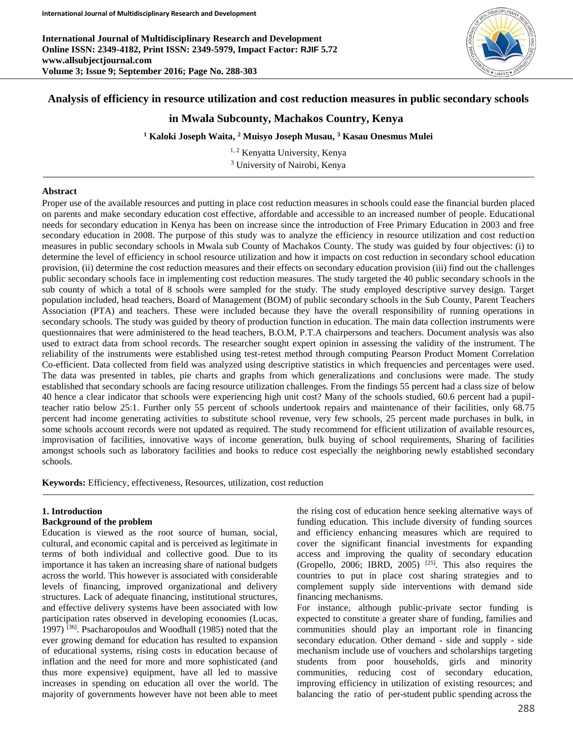# Analysis of efficiency in resource utilization and cost reduction measures in public secondary schools in Mwala Subcounty, Machakos Country, Kenya

**[1] Kaloki Joseph Waita, [2] Muisyo Joseph Musau, [3] Kasau Onesmus Mulei**

[1, 2] Kenyatta University, Kenya
[3] University of Nairobi, Kenya

## Abstract

Proper use of the available resources and putting in place cost reduction measures in schools could ease the financial burden placed on parents and make secondary education cost effective, affordable and accessible to an increased number of people. Educational needs for secondary education in Kenya has been on increase since the introduction of Free Primary Education in 2003 and free secondary education in 2008. The purpose of this study was to analyze the efficiency in resource utilization and cost reduction measures in public secondary schools in Mwala sub County of Machakos County. The study was guided by four objectives: (i) to determine the level of efficiency in school resource utilization and how it impacts on cost reduction in secondary school education provision, (ii) determine the cost reduction measures and their effects on secondary education provision (iii) find out the challenges public secondary schools face in implementing cost reduction measures. The study targeted the 40 public secondary schools in the sub county of which a total of 8 schools were sampled for the study. The study employed descriptive survey design. Target population included, head teachers, Board of Management (BOM) of public secondary schools in the Sub County, Parent Teachers Association (PTA) and teachers. These were included because they have the overall responsibility of running operations in secondary schools. The study was guided by theory of production function in education. The main data collection instruments were questionnaires that were administered to the head teachers, B.O.M, P.T.A chairpersons and teachers. Document analysis was also used to extract data from school records. The researcher sought expert opinion in assessing the validity of the instrument. The reliability of the instruments were established using test-retest method through computing Pearson Product Moment Correlation Co-efficient. Data collected from field was analyzed using descriptive statistics in which frequencies and percentages were used. The data was presented in tables, pie charts and graphs from which generalizations and conclusions were made. The study established that secondary schools are facing resource utilization challenges. From the findings 55 percent had a class size of below 40 hence a clear indicator that schools were experiencing high unit cost? Many of the schools studied, 60.6 percent had a pupil-teacher ratio below 25:1. Further only 55 percent of schools undertook repairs and maintenance of their facilities, only 68.75 percent had income generating activities to substitute school revenue, very few schools, 25 percent made purchases in bulk, in some schools account records were not updated as required. The study recommend for efficient utilization of available resources, improvisation of facilities, innovative ways of income generation, bulk buying of school requirements, Sharing of facilities amongst schools such as laboratory facilities and books to reduce cost especially the neighboring newly established secondary schools.

**Keywords:** Efficiency, effectiveness, Resources, utilization, cost reduction

## 1. Introduction

### Background of the problem

Education is viewed as the root source of human, social, cultural, and economic capital and is perceived as legitimate in terms of both individual and collective good. Due to its importance it has taken an increasing share of national budgets across the world. This however is associated with considerable levels of financing, improved organizational and delivery structures. Lack of adequate financing, institutional structures, and effective delivery systems have been associated with low participation rates observed in developing economies (Lucas, 1997) [36]. Psacharopoulos and Woodhall (1985) noted that the ever growing demand for education has resulted to expansion of educational systems, rising costs in education because of inflation and the need for more and more sophisticated (and thus more expensive) equipment, have all led to massive increases in spending on education all over the world. The majority of governments however have not been able to meet the rising cost of education hence seeking alternative ways of funding education. This include diversity of funding sources and efficiency enhancing measures which are required to cover the significant financial investments for expanding access and improving the quality of secondary education (Gropello, 2006; IBRD, 2005) [25]. This also requires the countries to put in place cost sharing strategies and to complement supply side interventions with demand side financing mechanisms.

For instance, although public-private sector funding is expected to constitute a greater share of funding, families and communities should play an important role in financing secondary education. Other demand - side and supply - side mechanism include use of vouchers and scholarships targeting students from poor households, girls and minority communities, reducing cost of secondary education, improving efficiency in utilization of existing resources; and balancing the ratio of per-student public spending across the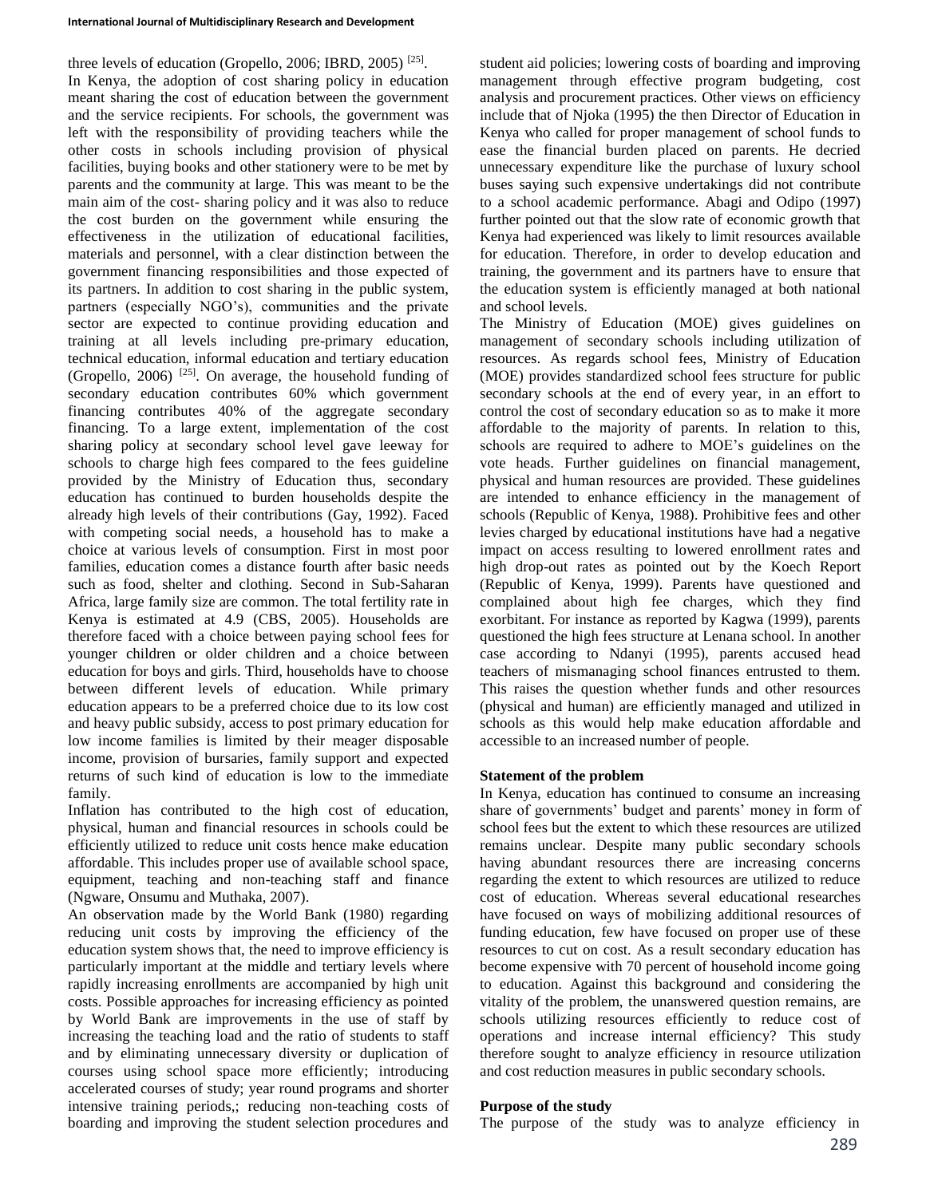three levels of education (Gropello, 2006; IBRD, 2005) [25].

In Kenya, the adoption of cost sharing policy in education meant sharing the cost of education between the government and the service recipients. For schools, the government was left with the responsibility of providing teachers while the other costs in schools including provision of physical facilities, buying books and other stationery were to be met by parents and the community at large. This was meant to be the main aim of the cost- sharing policy and it was also to reduce the cost burden on the government while ensuring the effectiveness in the utilization of educational facilities, materials and personnel, with a clear distinction between the government financing responsibilities and those expected of its partners. In addition to cost sharing in the public system, partners (especially NGO's), communities and the private sector are expected to continue providing education and training at all levels including pre-primary education, technical education, informal education and tertiary education (Gropello, 2006) [25]. On average, the household funding of secondary education contributes 60% which government financing contributes 40% of the aggregate secondary financing. To a large extent, implementation of the cost sharing policy at secondary school level gave leeway for schools to charge high fees compared to the fees guideline provided by the Ministry of Education thus, secondary education has continued to burden households despite the already high levels of their contributions (Gay, 1992). Faced with competing social needs, a household has to make a choice at various levels of consumption. First in most poor families, education comes a distance fourth after basic needs such as food, shelter and clothing. Second in Sub-Saharan Africa, large family size are common. The total fertility rate in Kenya is estimated at 4.9 (CBS, 2005). Households are therefore faced with a choice between paying school fees for younger children or older children and a choice between education for boys and girls. Third, households have to choose between different levels of education. While primary education appears to be a preferred choice due to its low cost and heavy public subsidy, access to post primary education for low income families is limited by their meager disposable income, provision of bursaries, family support and expected returns of such kind of education is low to the immediate family.

Inflation has contributed to the high cost of education, physical, human and financial resources in schools could be efficiently utilized to reduce unit costs hence make education affordable. This includes proper use of available school space, equipment, teaching and non-teaching staff and finance (Ngware, Onsumu and Muthaka, 2007).

An observation made by the World Bank (1980) regarding reducing unit costs by improving the efficiency of the education system shows that, the need to improve efficiency is particularly important at the middle and tertiary levels where rapidly increasing enrollments are accompanied by high unit costs. Possible approaches for increasing efficiency as pointed by World Bank are improvements in the use of staff by increasing the teaching load and the ratio of students to staff and by eliminating unnecessary diversity or duplication of courses using school space more efficiently; introducing accelerated courses of study; year round programs and shorter intensive training periods,; reducing non-teaching costs of boarding and improving the student selection procedures and student aid policies; lowering costs of boarding and improving management through effective program budgeting, cost analysis and procurement practices. Other views on efficiency include that of Njoka (1995) the then Director of Education in Kenya who called for proper management of school funds to ease the financial burden placed on parents. He decried unnecessary expenditure like the purchase of luxury school buses saying such expensive undertakings did not contribute to a school academic performance. Abagi and Odipo (1997) further pointed out that the slow rate of economic growth that Kenya had experienced was likely to limit resources available for education. Therefore, in order to develop education and training, the government and its partners have to ensure that the education system is efficiently managed at both national and school levels.

The Ministry of Education (MOE) gives guidelines on management of secondary schools including utilization of resources. As regards school fees, Ministry of Education (MOE) provides standardized school fees structure for public secondary schools at the end of every year, in an effort to control the cost of secondary education so as to make it more affordable to the majority of parents. In relation to this, schools are required to adhere to MOE's guidelines on the vote heads. Further guidelines on financial management, physical and human resources are provided. These guidelines are intended to enhance efficiency in the management of schools (Republic of Kenya, 1988). Prohibitive fees and other levies charged by educational institutions have had a negative impact on access resulting to lowered enrollment rates and high drop-out rates as pointed out by the Koech Report (Republic of Kenya, 1999). Parents have questioned and complained about high fee charges, which they find exorbitant. For instance as reported by Kagwa (1999), parents questioned the high fees structure at Lenana school. In another case according to Ndanyi (1995), parents accused head teachers of mismanaging school finances entrusted to them. This raises the question whether funds and other resources (physical and human) are efficiently managed and utilized in schools as this would help make education affordable and accessible to an increased number of people.

**Statement of the problem**

In Kenya, education has continued to consume an increasing share of governments' budget and parents' money in form of school fees but the extent to which these resources are utilized remains unclear. Despite many public secondary schools having abundant resources there are increasing concerns regarding the extent to which resources are utilized to reduce cost of education. Whereas several educational researches have focused on ways of mobilizing additional resources of funding education, few have focused on proper use of these resources to cut on cost. As a result secondary education has become expensive with 70 percent of household income going to education. Against this background and considering the vitality of the problem, the unanswered question remains, are schools utilizing resources efficiently to reduce cost of operations and increase internal efficiency? This study therefore sought to analyze efficiency in resource utilization and cost reduction measures in public secondary schools.

**Purpose of the study**

The purpose of the study was to analyze efficiency in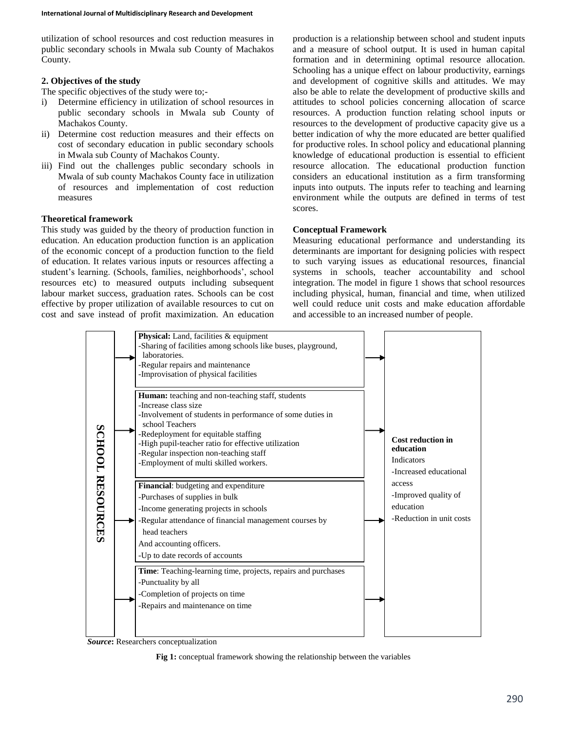utilization of school resources and cost reduction measures in public secondary schools in Mwala sub County of Machakos County.

### 2. Objectives of the study

The specific objectives of the study were to;-

1. Determine efficiency in utilization of school resources in public secondary schools in Mwala sub County of Machakos County.
2. Determine cost reduction measures and their effects on cost of secondary education in public secondary schools in Mwala sub County of Machakos County.
3. Find out the challenges public secondary schools in Mwala of sub county Machakos County face in utilization of resources and implementation of cost reduction measures

### Theoretical framework

This study was guided by the theory of production function in education. An education production function is an application of the economic concept of a production function to the field of education. It relates various inputs or resources affecting a student's learning. (Schools, families, neighborhoods', school resources etc) to measured outputs including subsequent labour market success, graduation rates. Schools can be cost effective by proper utilization of available resources to cut on cost and save instead of profit maximization. An education production is a relationship between school and student inputs and a measure of school output. It is used in human capital formation and in determining optimal resource allocation. Schooling has a unique effect on labour productivity, earnings and development of cognitive skills and attitudes. We may also be able to relate the development of productive skills and attitudes to school policies concerning allocation of scarce resources. A production function relating school inputs or resources to the development of productive capacity give us a better indication of why the more educated are better qualified for productive roles. In school policy and educational planning knowledge of educational production is essential to efficient resource allocation. The educational production function considers an educational institution as a firm transforming inputs into outputs. The inputs refer to teaching and learning environment while the outputs are defined in terms of test scores.

### Conceptual Framework

Measuring educational performance and understanding its determinants are important for designing policies with respect to such varying issues as educational resources, financial systems in schools, teacher accountability and school integration. The model in figure 1 shows that school resources including physical, human, financial and time, when utilized well could reduce unit costs and make education affordable and accessible to an increased number of people.

**SCHOOL RESOURCES**

**Physical:** Land, facilities & equipment
- Sharing of facilities among schools like buses, playground, laboratories.
- Regular repairs and maintenance
- Improvisation of physical facilities

**Human:** teaching and non-teaching staff, students
- Increase class size
- Involvement of students in performance of some duties in school Teachers
- Redeployment for equitable staffing
- High pupil-teacher ratio for effective utilization
- Regular inspection non-teaching staff
- Employment of multi skilled workers.

**Financial**: budgeting and expenditure
- Purchases of supplies in bulk
- Income generating projects in schools
- Regular attendance of financial management courses by head teachers

And accounting officers.
- Up to date records of accounts

**Time**: Teaching-learning time, projects, repairs and purchases
- Punctuality by all
- Completion of projects on time
- Repairs and maintenance on time

**Cost reduction in education**

Indicators
- Increased educational access
- Improved quality of education
- Reduction in unit costs

***Source*:** Researchers conceptualization

**Fig 1:** conceptual framework showing the relationship between the variables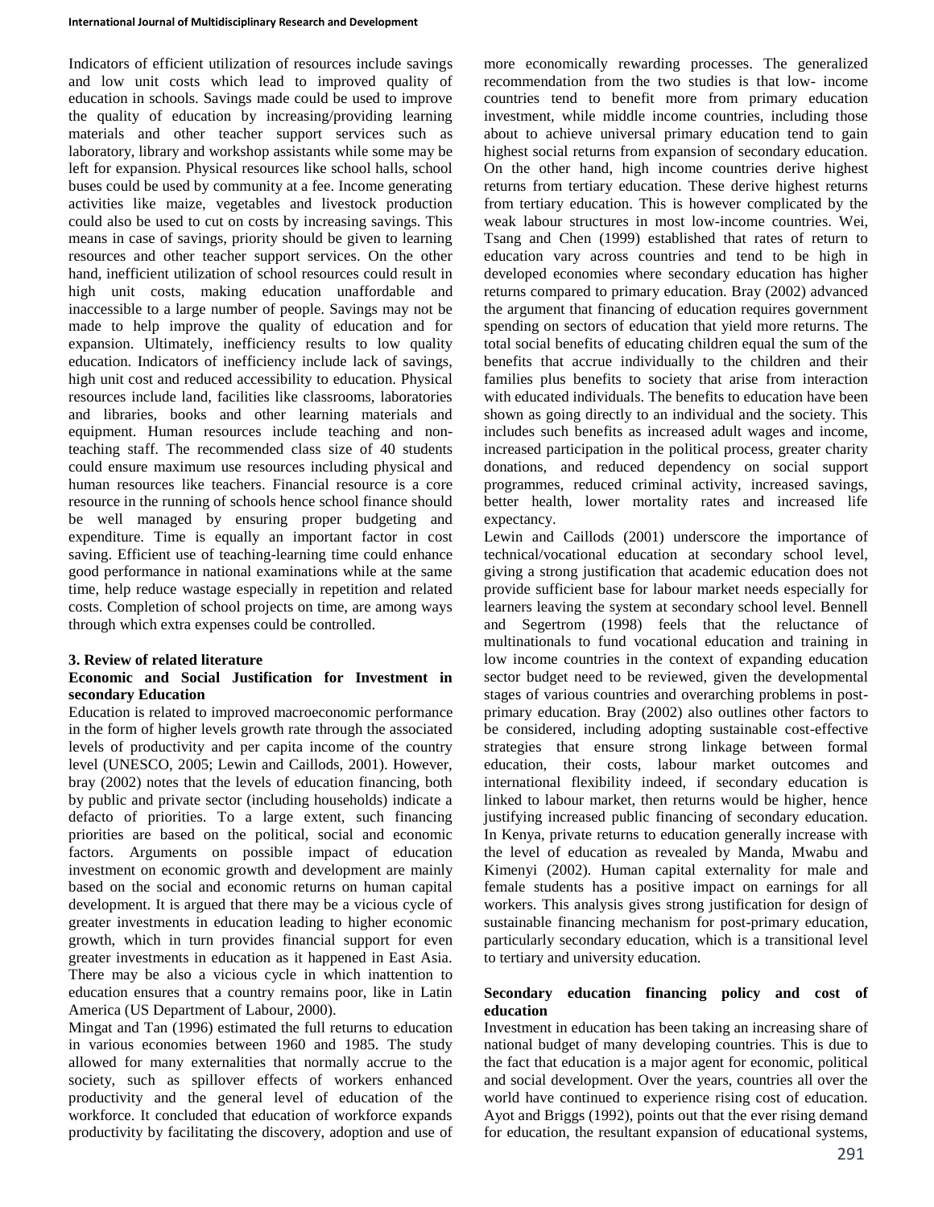Indicators of efficient utilization of resources include savings and low unit costs which lead to improved quality of education in schools. Savings made could be used to improve the quality of education by increasing/providing learning materials and other teacher support services such as laboratory, library and workshop assistants while some may be left for expansion. Physical resources like school halls, school buses could be used by community at a fee. Income generating activities like maize, vegetables and livestock production could also be used to cut on costs by increasing savings. This means in case of savings, priority should be given to learning resources and other teacher support services. On the other hand, inefficient utilization of school resources could result in high unit costs, making education unaffordable and inaccessible to a large number of people. Savings may not be made to help improve the quality of education and for expansion. Ultimately, inefficiency results to low quality education. Indicators of inefficiency include lack of savings, high unit cost and reduced accessibility to education. Physical resources include land, facilities like classrooms, laboratories and libraries, books and other learning materials and equipment. Human resources include teaching and non-teaching staff. The recommended class size of 40 students could ensure maximum use resources including physical and human resources like teachers. Financial resource is a core resource in the running of schools hence school finance should be well managed by ensuring proper budgeting and expenditure. Time is equally an important factor in cost saving. Efficient use of teaching-learning time could enhance good performance in national examinations while at the same time, help reduce wastage especially in repetition and related costs. Completion of school projects on time, are among ways through which extra expenses could be controlled.

## 3. Review of related literature

### Economic and Social Justification for Investment in secondary Education

Education is related to improved macroeconomic performance in the form of higher levels growth rate through the associated levels of productivity and per capita income of the country level (UNESCO, 2005; Lewin and Caillods, 2001). However, bray (2002) notes that the levels of education financing, both by public and private sector (including households) indicate a defacto of priorities. To a large extent, such financing priorities are based on the political, social and economic factors. Arguments on possible impact of education investment on economic growth and development are mainly based on the social and economic returns on human capital development. It is argued that there may be a vicious cycle of greater investments in education leading to higher economic growth, which in turn provides financial support for even greater investments in education as it happened in East Asia. There may be also a vicious cycle in which inattention to education ensures that a country remains poor, like in Latin America (US Department of Labour, 2000).

Mingat and Tan (1996) estimated the full returns to education in various economies between 1960 and 1985. The study allowed for many externalities that normally accrue to the society, such as spillover effects of workers enhanced productivity and the general level of education of the workforce. It concluded that education of workforce expands productivity by facilitating the discovery, adoption and use of more economically rewarding processes. The generalized recommendation from the two studies is that low- income countries tend to benefit more from primary education investment, while middle income countries, including those about to achieve universal primary education tend to gain highest social returns from expansion of secondary education. On the other hand, high income countries derive highest returns from tertiary education. These derive highest returns from tertiary education. This is however complicated by the weak labour structures in most low-income countries. Wei, Tsang and Chen (1999) established that rates of return to education vary across countries and tend to be high in developed economies where secondary education has higher returns compared to primary education. Bray (2002) advanced the argument that financing of education requires government spending on sectors of education that yield more returns. The total social benefits of educating children equal the sum of the benefits that accrue individually to the children and their families plus benefits to society that arise from interaction with educated individuals. The benefits to education have been shown as going directly to an individual and the society. This includes such benefits as increased adult wages and income, increased participation in the political process, greater charity donations, and reduced dependency on social support programmes, reduced criminal activity, increased savings, better health, lower mortality rates and increased life expectancy.

Lewin and Caillods (2001) underscore the importance of technical/vocational education at secondary school level, giving a strong justification that academic education does not provide sufficient base for labour market needs especially for learners leaving the system at secondary school level. Bennell and Segertrom (1998) feels that the reluctance of multinationals to fund vocational education and training in low income countries in the context of expanding education sector budget need to be reviewed, given the developmental stages of various countries and overarching problems in post-primary education. Bray (2002) also outlines other factors to be considered, including adopting sustainable cost-effective strategies that ensure strong linkage between formal education, their costs, labour market outcomes and international flexibility indeed, if secondary education is linked to labour market, then returns would be higher, hence justifying increased public financing of secondary education. In Kenya, private returns to education generally increase with the level of education as revealed by Manda, Mwabu and Kimenyi (2002). Human capital externality for male and female students has a positive impact on earnings for all workers. This analysis gives strong justification for design of sustainable financing mechanism for post-primary education, particularly secondary education, which is a transitional level to tertiary and university education.

### Secondary education financing policy and cost of education

Investment in education has been taking an increasing share of national budget of many developing countries. This is due to the fact that education is a major agent for economic, political and social development. Over the years, countries all over the world have continued to experience rising cost of education. Ayot and Briggs (1992), points out that the ever rising demand for education, the resultant expansion of educational systems,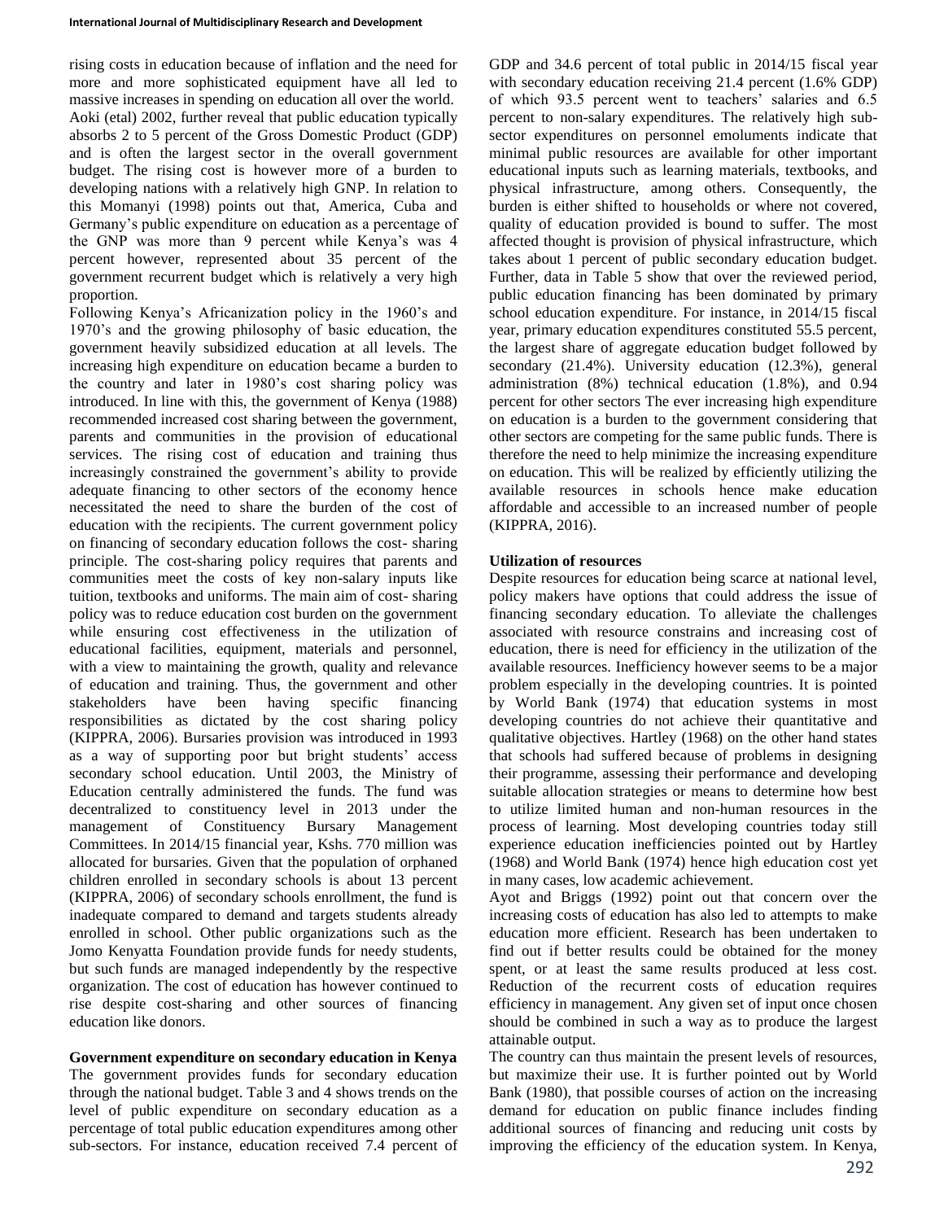rising costs in education because of inflation and the need for more and more sophisticated equipment have all led to massive increases in spending on education all over the world. Aoki (etal) 2002, further reveal that public education typically absorbs 2 to 5 percent of the Gross Domestic Product (GDP) and is often the largest sector in the overall government budget. The rising cost is however more of a burden to developing nations with a relatively high GNP. In relation to this Momanyi (1998) points out that, America, Cuba and Germany's public expenditure on education as a percentage of the GNP was more than 9 percent while Kenya's was 4 percent however, represented about 35 percent of the government recurrent budget which is relatively a very high proportion.

Following Kenya's Africanization policy in the 1960's and 1970's and the growing philosophy of basic education, the government heavily subsidized education at all levels. The increasing high expenditure on education became a burden to the country and later in 1980's cost sharing policy was introduced. In line with this, the government of Kenya (1988) recommended increased cost sharing between the government, parents and communities in the provision of educational services. The rising cost of education and training thus increasingly constrained the government's ability to provide adequate financing to other sectors of the economy hence necessitated the need to share the burden of the cost of education with the recipients. The current government policy on financing of secondary education follows the cost- sharing principle. The cost-sharing policy requires that parents and communities meet the costs of key non-salary inputs like tuition, textbooks and uniforms. The main aim of cost- sharing policy was to reduce education cost burden on the government while ensuring cost effectiveness in the utilization of educational facilities, equipment, materials and personnel, with a view to maintaining the growth, quality and relevance of education and training. Thus, the government and other stakeholders have been having specific financing responsibilities as dictated by the cost sharing policy (KIPPRA, 2006). Bursaries provision was introduced in 1993 as a way of supporting poor but bright students' access secondary school education. Until 2003, the Ministry of Education centrally administered the funds. The fund was decentralized to constituency level in 2013 under the management of Constituency Bursary Management Committees. In 2014/15 financial year, Kshs. 770 million was allocated for bursaries. Given that the population of orphaned children enrolled in secondary schools is about 13 percent (KIPPRA, 2006) of secondary schools enrollment, the fund is inadequate compared to demand and targets students already enrolled in school. Other public organizations such as the Jomo Kenyatta Foundation provide funds for needy students, but such funds are managed independently by the respective organization. The cost of education has however continued to rise despite cost-sharing and other sources of financing education like donors.

**Government expenditure on secondary education in Kenya**

The government provides funds for secondary education through the national budget. Table 3 and 4 shows trends on the level of public expenditure on secondary education as a percentage of total public education expenditures among other sub-sectors. For instance, education received 7.4 percent of GDP and 34.6 percent of total public in 2014/15 fiscal year with secondary education receiving 21.4 percent (1.6% GDP) of which 93.5 percent went to teachers' salaries and 6.5 percent to non-salary expenditures. The relatively high sub-sector expenditures on personnel emoluments indicate that minimal public resources are available for other important educational inputs such as learning materials, textbooks, and physical infrastructure, among others. Consequently, the burden is either shifted to households or where not covered, quality of education provided is bound to suffer. The most affected thought is provision of physical infrastructure, which takes about 1 percent of public secondary education budget. Further, data in Table 5 show that over the reviewed period, public education financing has been dominated by primary school education expenditure. For instance, in 2014/15 fiscal year, primary education expenditures constituted 55.5 percent, the largest share of aggregate education budget followed by secondary (21.4%). University education (12.3%), general administration (8%) technical education (1.8%), and 0.94 percent for other sectors The ever increasing high expenditure on education is a burden to the government considering that other sectors are competing for the same public funds. There is therefore the need to help minimize the increasing expenditure on education. This will be realized by efficiently utilizing the available resources in schools hence make education affordable and accessible to an increased number of people (KIPPRA, 2016).

**Utilization of resources**

Despite resources for education being scarce at national level, policy makers have options that could address the issue of financing secondary education. To alleviate the challenges associated with resource constrains and increasing cost of education, there is need for efficiency in the utilization of the available resources. Inefficiency however seems to be a major problem especially in the developing countries. It is pointed by World Bank (1974) that education systems in most developing countries do not achieve their quantitative and qualitative objectives. Hartley (1968) on the other hand states that schools had suffered because of problems in designing their programme, assessing their performance and developing suitable allocation strategies or means to determine how best to utilize limited human and non-human resources in the process of learning. Most developing countries today still experience education inefficiencies pointed out by Hartley (1968) and World Bank (1974) hence high education cost yet in many cases, low academic achievement.

Ayot and Briggs (1992) point out that concern over the increasing costs of education has also led to attempts to make education more efficient. Research has been undertaken to find out if better results could be obtained for the money spent, or at least the same results produced at less cost. Reduction of the recurrent costs of education requires efficiency in management. Any given set of input once chosen should be combined in such a way as to produce the largest attainable output.

The country can thus maintain the present levels of resources, but maximize their use. It is further pointed out by World Bank (1980), that possible courses of action on the increasing demand for education on public finance includes finding additional sources of financing and reducing unit costs by improving the efficiency of the education system. In Kenya,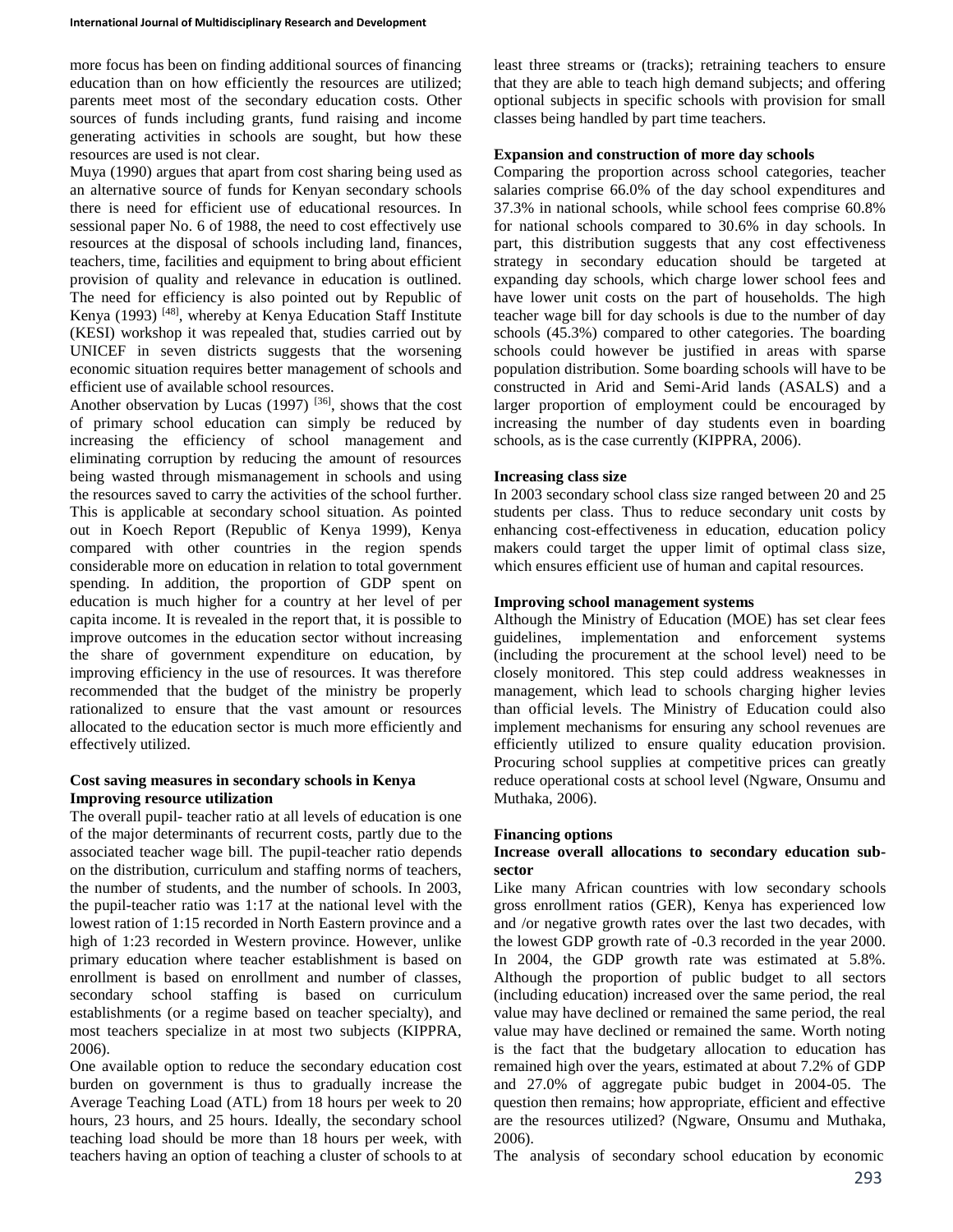more focus has been on finding additional sources of financing education than on how efficiently the resources are utilized; parents meet most of the secondary education costs. Other sources of funds including grants, fund raising and income generating activities in schools are sought, but how these resources are used is not clear.

Muya (1990) argues that apart from cost sharing being used as an alternative source of funds for Kenyan secondary schools there is need for efficient use of educational resources. In sessional paper No. 6 of 1988, the need to cost effectively use resources at the disposal of schools including land, finances, teachers, time, facilities and equipment to bring about efficient provision of quality and relevance in education is outlined. The need for efficiency is also pointed out by Republic of Kenya (1993) [48], whereby at Kenya Education Staff Institute (KESI) workshop it was repealed that, studies carried out by UNICEF in seven districts suggests that the worsening economic situation requires better management of schools and efficient use of available school resources.

Another observation by Lucas (1997) [36], shows that the cost of primary school education can simply be reduced by increasing the efficiency of school management and eliminating corruption by reducing the amount of resources being wasted through mismanagement in schools and using the resources saved to carry the activities of the school further. This is applicable at secondary school situation. As pointed out in Koech Report (Republic of Kenya 1999), Kenya compared with other countries in the region spends considerable more on education in relation to total government spending. In addition, the proportion of GDP spent on education is much higher for a country at her level of per capita income. It is revealed in the report that, it is possible to improve outcomes in the education sector without increasing the share of government expenditure on education, by improving efficiency in the use of resources. It was therefore recommended that the budget of the ministry be properly rationalized to ensure that the vast amount or resources allocated to the education sector is much more efficiently and effectively utilized.

**Cost saving measures in secondary schools in Kenya**

**Improving resource utilization**

The overall pupil- teacher ratio at all levels of education is one of the major determinants of recurrent costs, partly due to the associated teacher wage bill. The pupil-teacher ratio depends on the distribution, curriculum and staffing norms of teachers, the number of students, and the number of schools. In 2003, the pupil-teacher ratio was 1:17 at the national level with the lowest ration of 1:15 recorded in North Eastern province and a high of 1:23 recorded in Western province. However, unlike primary education where teacher establishment is based on enrollment is based on enrollment and number of classes, secondary school staffing is based on curriculum establishments (or a regime based on teacher specialty), and most teachers specialize in at most two subjects (KIPPRA, 2006).

One available option to reduce the secondary education cost burden on government is thus to gradually increase the Average Teaching Load (ATL) from 18 hours per week to 20 hours, 23 hours, and 25 hours. Ideally, the secondary school teaching load should be more than 18 hours per week, with teachers having an option of teaching a cluster of schools to at least three streams or (tracks); retraining teachers to ensure that they are able to teach high demand subjects; and offering optional subjects in specific schools with provision for small classes being handled by part time teachers.

**Expansion and construction of more day schools**

Comparing the proportion across school categories, teacher salaries comprise 66.0% of the day school expenditures and 37.3% in national schools, while school fees comprise 60.8% for national schools compared to 30.6% in day schools. In part, this distribution suggests that any cost effectiveness strategy in secondary education should be targeted at expanding day schools, which charge lower school fees and have lower unit costs on the part of households. The high teacher wage bill for day schools is due to the number of day schools (45.3%) compared to other categories. The boarding schools could however be justified in areas with sparse population distribution. Some boarding schools will have to be constructed in Arid and Semi-Arid lands (ASALS) and a larger proportion of employment could be encouraged by increasing the number of day students even in boarding schools, as is the case currently (KIPPRA, 2006).

**Increasing class size**

In 2003 secondary school class size ranged between 20 and 25 students per class. Thus to reduce secondary unit costs by enhancing cost-effectiveness in education, education policy makers could target the upper limit of optimal class size, which ensures efficient use of human and capital resources.

**Improving school management systems**

Although the Ministry of Education (MOE) has set clear fees guidelines, implementation and enforcement systems (including the procurement at the school level) need to be closely monitored. This step could address weaknesses in management, which lead to schools charging higher levies than official levels. The Ministry of Education could also implement mechanisms for ensuring any school revenues are efficiently utilized to ensure quality education provision. Procuring school supplies at competitive prices can greatly reduce operational costs at school level (Ngware, Onsumu and Muthaka, 2006).

**Financing options**

**Increase overall allocations to secondary education sub-sector**

Like many African countries with low secondary schools gross enrollment ratios (GER), Kenya has experienced low and /or negative growth rates over the last two decades, with the lowest GDP growth rate of -0.3 recorded in the year 2000. In 2004, the GDP growth rate was estimated at 5.8%. Although the proportion of public budget to all sectors (including education) increased over the same period, the real value may have declined or remained the same period, the real value may have declined or remained the same. Worth noting is the fact that the budgetary allocation to education has remained high over the years, estimated at about 7.2% of GDP and 27.0% of aggregate pubic budget in 2004-05. The question then remains; how appropriate, efficient and effective are the resources utilized? (Ngware, Onsumu and Muthaka, 2006).

The analysis of secondary school education by economic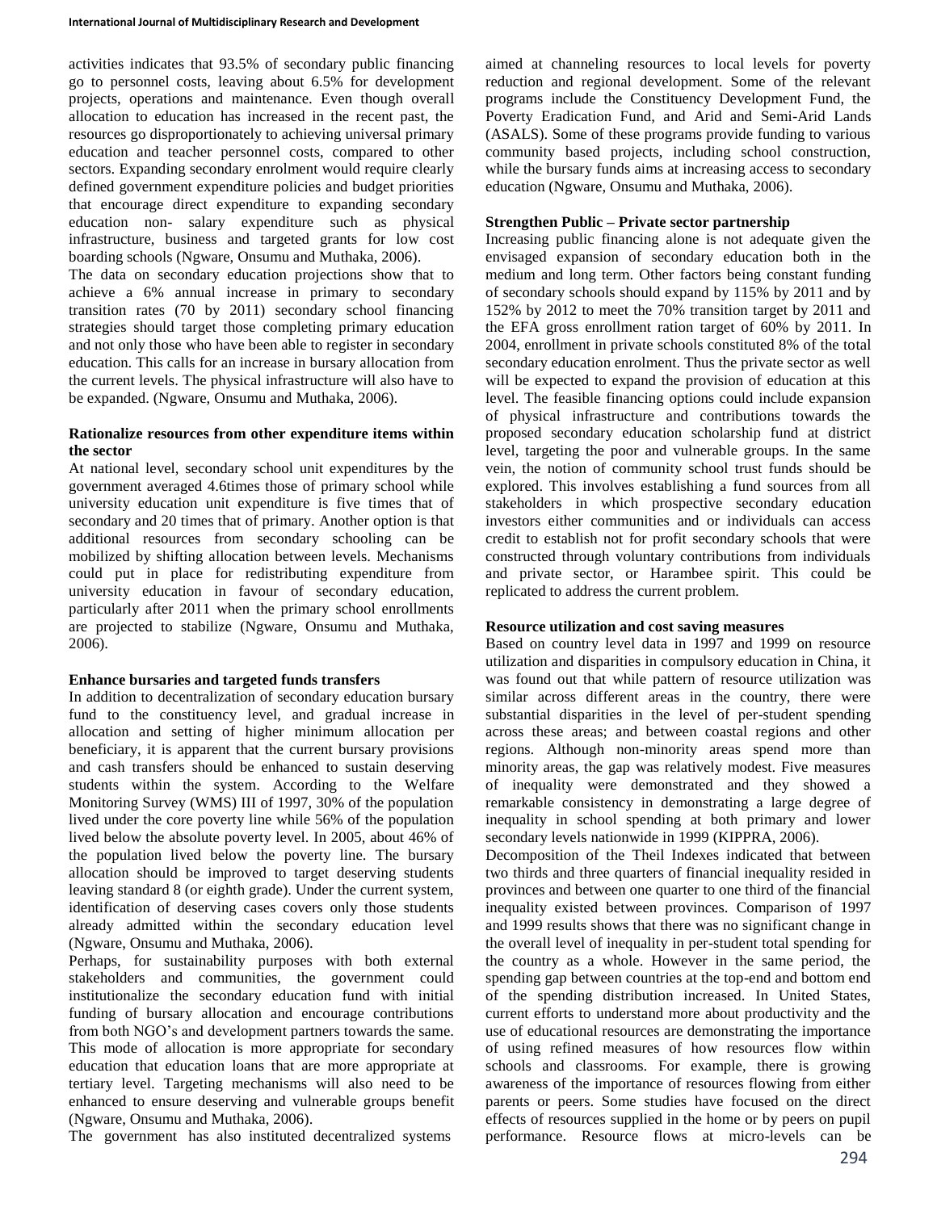activities indicates that 93.5% of secondary public financing go to personnel costs, leaving about 6.5% for development projects, operations and maintenance. Even though overall allocation to education has increased in the recent past, the resources go disproportionately to achieving universal primary education and teacher personnel costs, compared to other sectors. Expanding secondary enrolment would require clearly defined government expenditure policies and budget priorities that encourage direct expenditure to expanding secondary education non- salary expenditure such as physical infrastructure, business and targeted grants for low cost boarding schools (Ngware, Onsumu and Muthaka, 2006).

The data on secondary education projections show that to achieve a 6% annual increase in primary to secondary transition rates (70 by 2011) secondary school financing strategies should target those completing primary education and not only those who have been able to register in secondary education. This calls for an increase in bursary allocation from the current levels. The physical infrastructure will also have to be expanded. (Ngware, Onsumu and Muthaka, 2006).

**Rationalize resources from other expenditure items within the sector**

At national level, secondary school unit expenditures by the government averaged 4.6times those of primary school while university education unit expenditure is five times that of secondary and 20 times that of primary. Another option is that additional resources from secondary schooling can be mobilized by shifting allocation between levels. Mechanisms could put in place for redistributing expenditure from university education in favour of secondary education, particularly after 2011 when the primary school enrollments are projected to stabilize (Ngware, Onsumu and Muthaka, 2006).

**Enhance bursaries and targeted funds transfers**

In addition to decentralization of secondary education bursary fund to the constituency level, and gradual increase in allocation and setting of higher minimum allocation per beneficiary, it is apparent that the current bursary provisions and cash transfers should be enhanced to sustain deserving students within the system. According to the Welfare Monitoring Survey (WMS) III of 1997, 30% of the population lived under the core poverty line while 56% of the population lived below the absolute poverty level. In 2005, about 46% of the population lived below the poverty line. The bursary allocation should be improved to target deserving students leaving standard 8 (or eighth grade). Under the current system, identification of deserving cases covers only those students already admitted within the secondary education level (Ngware, Onsumu and Muthaka, 2006).

Perhaps, for sustainability purposes with both external stakeholders and communities, the government could institutionalize the secondary education fund with initial funding of bursary allocation and encourage contributions from both NGO's and development partners towards the same. This mode of allocation is more appropriate for secondary education that education loans that are more appropriate at tertiary level. Targeting mechanisms will also need to be enhanced to ensure deserving and vulnerable groups benefit (Ngware, Onsumu and Muthaka, 2006).

The government has also instituted decentralized systems aimed at channeling resources to local levels for poverty reduction and regional development. Some of the relevant programs include the Constituency Development Fund, the Poverty Eradication Fund, and Arid and Semi-Arid Lands (ASALS). Some of these programs provide funding to various community based projects, including school construction, while the bursary funds aims at increasing access to secondary education (Ngware, Onsumu and Muthaka, 2006).

**Strengthen Public – Private sector partnership**

Increasing public financing alone is not adequate given the envisaged expansion of secondary education both in the medium and long term. Other factors being constant funding of secondary schools should expand by 115% by 2011 and by 152% by 2012 to meet the 70% transition target by 2011 and the EFA gross enrollment ration target of 60% by 2011. In 2004, enrollment in private schools constituted 8% of the total secondary education enrolment. Thus the private sector as well will be expected to expand the provision of education at this level. The feasible financing options could include expansion of physical infrastructure and contributions towards the proposed secondary education scholarship fund at district level, targeting the poor and vulnerable groups. In the same vein, the notion of community school trust funds should be explored. This involves establishing a fund sources from all stakeholders in which prospective secondary education investors either communities and or individuals can access credit to establish not for profit secondary schools that were constructed through voluntary contributions from individuals and private sector, or Harambee spirit. This could be replicated to address the current problem.

**Resource utilization and cost saving measures**

Based on country level data in 1997 and 1999 on resource utilization and disparities in compulsory education in China, it was found out that while pattern of resource utilization was similar across different areas in the country, there were substantial disparities in the level of per-student spending across these areas; and between coastal regions and other regions. Although non-minority areas spend more than minority areas, the gap was relatively modest. Five measures of inequality were demonstrated and they showed a remarkable consistency in demonstrating a large degree of inequality in school spending at both primary and lower secondary levels nationwide in 1999 (KIPPRA, 2006).

Decomposition of the Theil Indexes indicated that between two thirds and three quarters of financial inequality resided in provinces and between one quarter to one third of the financial inequality existed between provinces. Comparison of 1997 and 1999 results shows that there was no significant change in the overall level of inequality in per-student total spending for the country as a whole. However in the same period, the spending gap between countries at the top-end and bottom end of the spending distribution increased. In United States, current efforts to understand more about productivity and the use of educational resources are demonstrating the importance of using refined measures of how resources flow within schools and classrooms. For example, there is growing awareness of the importance of resources flowing from either parents or peers. Some studies have focused on the direct effects of resources supplied in the home or by peers on pupil performance. Resource flows at micro-levels can be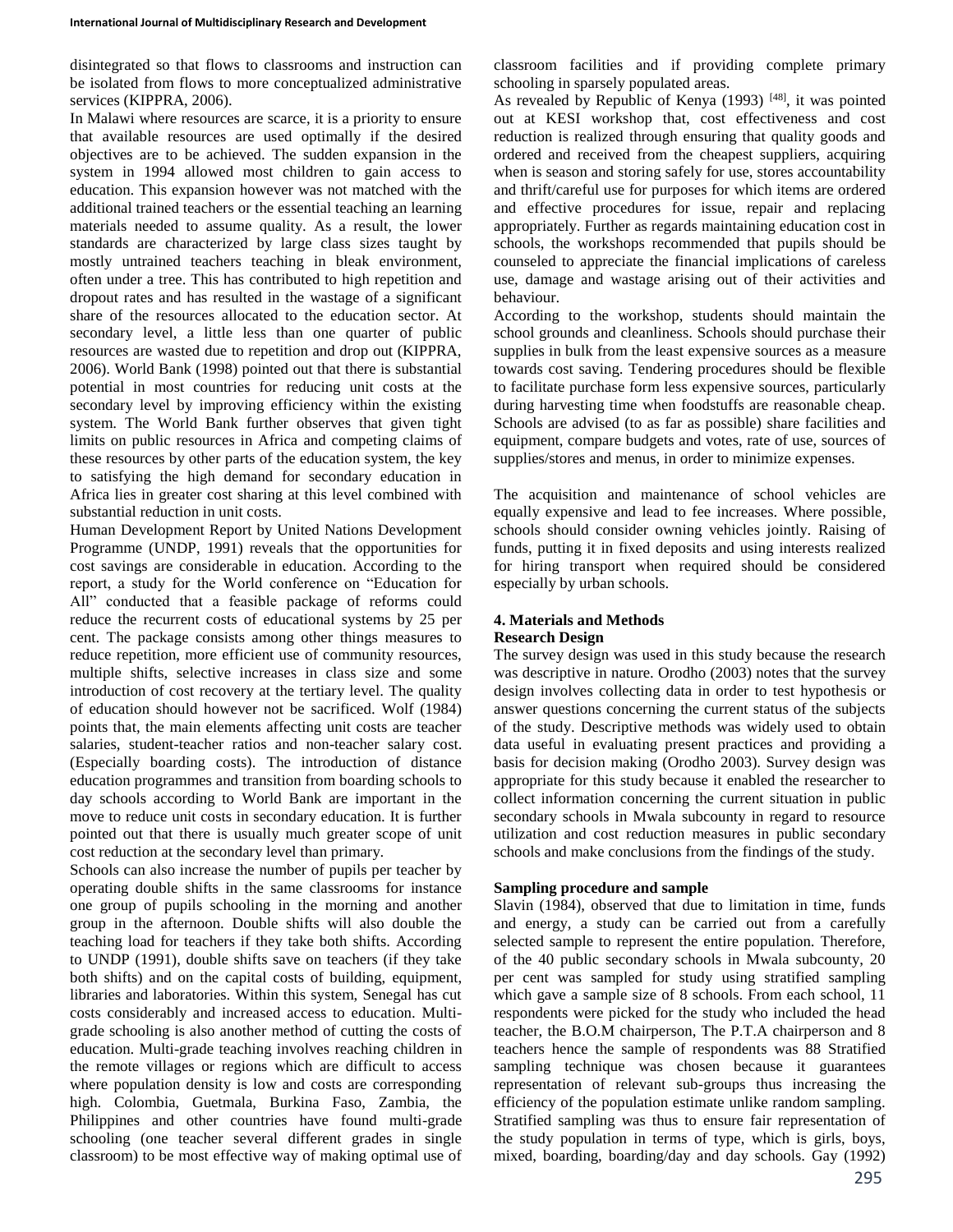disintegrated so that flows to classrooms and instruction can be isolated from flows to more conceptualized administrative services (KIPPRA, 2006).

In Malawi where resources are scarce, it is a priority to ensure that available resources are used optimally if the desired objectives are to be achieved. The sudden expansion in the system in 1994 allowed most children to gain access to education. This expansion however was not matched with the additional trained teachers or the essential teaching an learning materials needed to assume quality. As a result, the lower standards are characterized by large class sizes taught by mostly untrained teachers teaching in bleak environment, often under a tree. This has contributed to high repetition and dropout rates and has resulted in the wastage of a significant share of the resources allocated to the education sector. At secondary level, a little less than one quarter of public resources are wasted due to repetition and drop out (KIPPRA, 2006). World Bank (1998) pointed out that there is substantial potential in most countries for reducing unit costs at the secondary level by improving efficiency within the existing system. The World Bank further observes that given tight limits on public resources in Africa and competing claims of these resources by other parts of the education system, the key to satisfying the high demand for secondary education in Africa lies in greater cost sharing at this level combined with substantial reduction in unit costs.

Human Development Report by United Nations Development Programme (UNDP, 1991) reveals that the opportunities for cost savings are considerable in education. According to the report, a study for the World conference on "Education for All" conducted that a feasible package of reforms could reduce the recurrent costs of educational systems by 25 per cent. The package consists among other things measures to reduce repetition, more efficient use of community resources, multiple shifts, selective increases in class size and some introduction of cost recovery at the tertiary level. The quality of education should however not be sacrificed. Wolf (1984) points that, the main elements affecting unit costs are teacher salaries, student-teacher ratios and non-teacher salary cost. (Especially boarding costs). The introduction of distance education programmes and transition from boarding schools to day schools according to World Bank are important in the move to reduce unit costs in secondary education. It is further pointed out that there is usually much greater scope of unit cost reduction at the secondary level than primary.

Schools can also increase the number of pupils per teacher by operating double shifts in the same classrooms for instance one group of pupils schooling in the morning and another group in the afternoon. Double shifts will also double the teaching load for teachers if they take both shifts. According to UNDP (1991), double shifts save on teachers (if they take both shifts) and on the capital costs of building, equipment, libraries and laboratories. Within this system, Senegal has cut costs considerably and increased access to education. Multi-grade schooling is also another method of cutting the costs of education. Multi-grade teaching involves reaching children in the remote villages or regions which are difficult to access where population density is low and costs are corresponding high. Colombia, Guetmala, Burkina Faso, Zambia, the Philippines and other countries have found multi-grade schooling (one teacher several different grades in single classroom) to be most effective way of making optimal use of classroom facilities and if providing complete primary schooling in sparsely populated areas.

As revealed by Republic of Kenya (1993) [48], it was pointed out at KESI workshop that, cost effectiveness and cost reduction is realized through ensuring that quality goods and ordered and received from the cheapest suppliers, acquiring when is season and storing safely for use, stores accountability and thrift/careful use for purposes for which items are ordered and effective procedures for issue, repair and replacing appropriately. Further as regards maintaining education cost in schools, the workshops recommended that pupils should be counseled to appreciate the financial implications of careless use, damage and wastage arising out of their activities and behaviour.

According to the workshop, students should maintain the school grounds and cleanliness. Schools should purchase their supplies in bulk from the least expensive sources as a measure towards cost saving. Tendering procedures should be flexible to facilitate purchase form less expensive sources, particularly during harvesting time when foodstuffs are reasonable cheap. Schools are advised (to as far as possible) share facilities and equipment, compare budgets and votes, rate of use, sources of supplies/stores and menus, in order to minimize expenses.

The acquisition and maintenance of school vehicles are equally expensive and lead to fee increases. Where possible, schools should consider owning vehicles jointly. Raising of funds, putting it in fixed deposits and using interests realized for hiring transport when required should be considered especially by urban schools.

## 4. Materials and Methods

### Research Design

The survey design was used in this study because the research was descriptive in nature. Orodho (2003) notes that the survey design involves collecting data in order to test hypothesis or answer questions concerning the current status of the subjects of the study. Descriptive methods was widely used to obtain data useful in evaluating present practices and providing a basis for decision making (Orodho 2003). Survey design was appropriate for this study because it enabled the researcher to collect information concerning the current situation in public secondary schools in Mwala subcounty in regard to resource utilization and cost reduction measures in public secondary schools and make conclusions from the findings of the study.

### Sampling procedure and sample

Slavin (1984), observed that due to limitation in time, funds and energy, a study can be carried out from a carefully selected sample to represent the entire population. Therefore, of the 40 public secondary schools in Mwala subcounty, 20 per cent was sampled for study using stratified sampling which gave a sample size of 8 schools. From each school, 11 respondents were picked for the study who included the head teacher, the B.O.M chairperson, The P.T.A chairperson and 8 teachers hence the sample of respondents was 88 Stratified sampling technique was chosen because it guarantees representation of relevant sub-groups thus increasing the efficiency of the population estimate unlike random sampling. Stratified sampling was thus to ensure fair representation of the study population in terms of type, which is girls, boys, mixed, boarding, boarding/day and day schools. Gay (1992)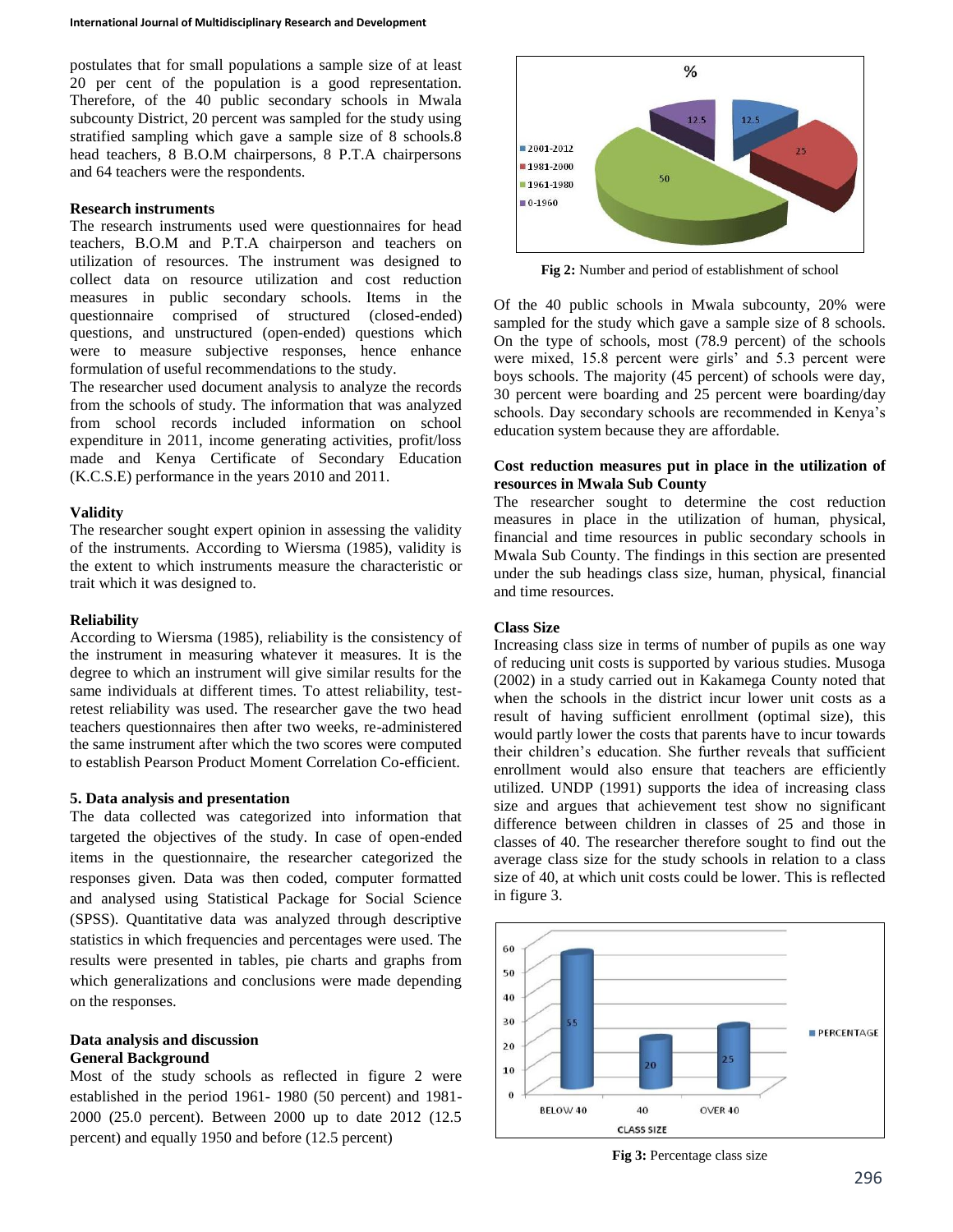postulates that for small populations a sample size of at least 20 per cent of the population is a good representation. Therefore, of the 40 public secondary schools in Mwala subcounty District, 20 percent was sampled for the study using stratified sampling which gave a sample size of 8 schools.8 head teachers, 8 B.O.M chairpersons, 8 P.T.A chairpersons and 64 teachers were the respondents.

**Research instruments**

The research instruments used were questionnaires for head teachers, B.O.M and P.T.A chairperson and teachers on utilization of resources. The instrument was designed to collect data on resource utilization and cost reduction measures in public secondary schools. Items in the questionnaire comprised of structured (closed-ended) questions, and unstructured (open-ended) questions which were to measure subjective responses, hence enhance formulation of useful recommendations to the study.

The researcher used document analysis to analyze the records from the schools of study. The information that was analyzed from school records included information on school expenditure in 2011, income generating activities, profit/loss made and Kenya Certificate of Secondary Education (K.C.S.E) performance in the years 2010 and 2011.

**Validity**

The researcher sought expert opinion in assessing the validity of the instruments. According to Wiersma (1985), validity is the extent to which instruments measure the characteristic or trait which it was designed to.

**Reliability**

According to Wiersma (1985), reliability is the consistency of the instrument in measuring whatever it measures. It is the degree to which an instrument will give similar results for the same individuals at different times. To attest reliability, test-retest reliability was used. The researcher gave the two head teachers questionnaires then after two weeks, re-administered the same instrument after which the two scores were computed to establish Pearson Product Moment Correlation Co-efficient.

**5. Data analysis and presentation**

The data collected was categorized into information that targeted the objectives of the study. In case of open-ended items in the questionnaire, the researcher categorized the responses given. Data was then coded, computer formatted and analysed using Statistical Package for Social Science (SPSS). Quantitative data was analyzed through descriptive statistics in which frequencies and percentages were used. The results were presented in tables, pie charts and graphs from which generalizations and conclusions were made depending on the responses.

**Data analysis and discussion**

**General Background**

Most of the study schools as reflected in figure 2 were established in the period 1961- 1980 (50 percent) and 1981-2000 (25.0 percent). Between 2000 up to date 2012 (12.5 percent) and equally 1950 and before (12.5 percent)

**Fig 2:** Number and period of establishment of school

Of the 40 public schools in Mwala subcounty, 20% were sampled for the study which gave a sample size of 8 schools. On the type of schools, most (78.9 percent) of the schools were mixed, 15.8 percent were girls' and 5.3 percent were boys schools. The majority (45 percent) of schools were day, 30 percent were boarding and 25 percent were boarding/day schools. Day secondary schools are recommended in Kenya's education system because they are affordable.

**Cost reduction measures put in place in the utilization of resources in Mwala Sub County**

The researcher sought to determine the cost reduction measures in place in the utilization of human, physical, financial and time resources in public secondary schools in Mwala Sub County. The findings in this section are presented under the sub headings class size, human, physical, financial and time resources.

**Class Size**

Increasing class size in terms of number of pupils as one way of reducing unit costs is supported by various studies. Musoga (2002) in a study carried out in Kakamega County noted that when the schools in the district incur lower unit costs as a result of having sufficient enrollment (optimal size), this would partly lower the costs that parents have to incur towards their children's education. She further reveals that sufficient enrollment would also ensure that teachers are efficiently utilized. UNDP (1991) supports the idea of increasing class size and argues that achievement test show no significant difference between children in classes of 25 and those in classes of 40. The researcher therefore sought to find out the average class size for the study schools in relation to a class size of 40, at which unit costs could be lower. This is reflected in figure 3.

**Fig 3:** Percentage class size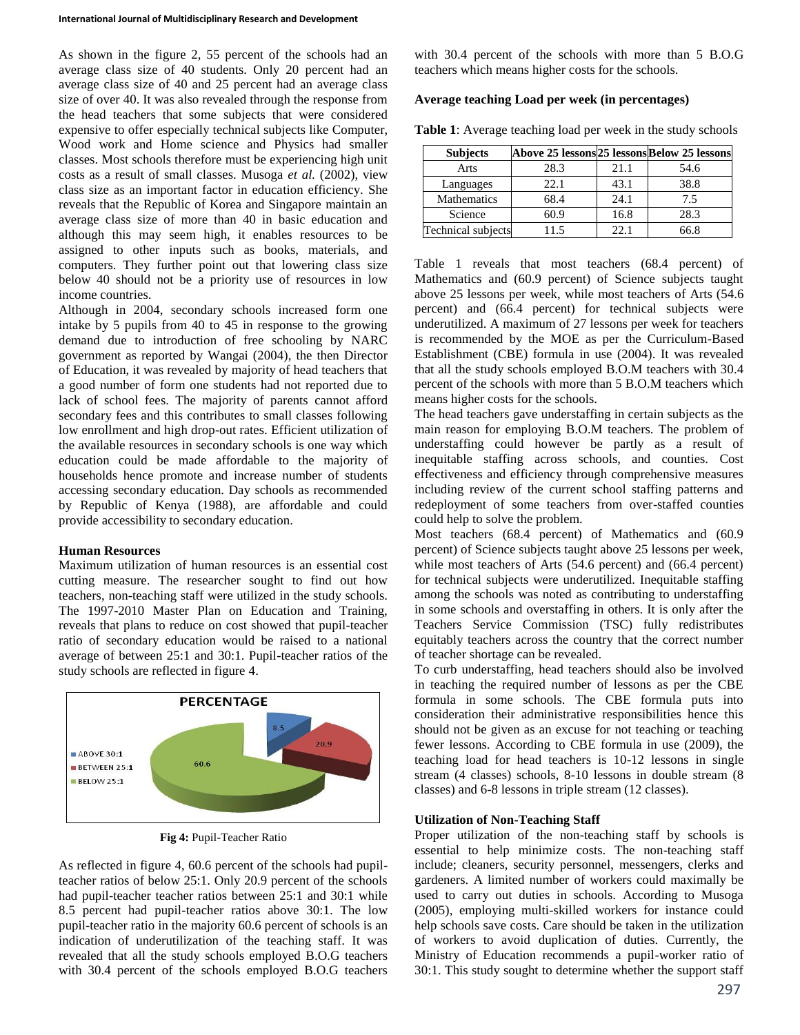As shown in the figure 2, 55 percent of the schools had an average class size of 40 students. Only 20 percent had an average class size of 40 and 25 percent had an average class size of over 40. It was also revealed through the response from the head teachers that some subjects that were considered expensive to offer especially technical subjects like Computer, Wood work and Home science and Physics had smaller classes. Most schools therefore must be experiencing high unit costs as a result of small classes. Musoga *et al.* (2002), view class size as an important factor in education efficiency. She reveals that the Republic of Korea and Singapore maintain an average class size of more than 40 in basic education and although this may seem high, it enables resources to be assigned to other inputs such as books, materials, and computers. They further point out that lowering class size below 40 should not be a priority use of resources in low income countries.

Although in 2004, secondary schools increased form one intake by 5 pupils from 40 to 45 in response to the growing demand due to introduction of free schooling by NARC government as reported by Wangai (2004), the then Director of Education, it was revealed by majority of head teachers that a good number of form one students had not reported due to lack of school fees. The majority of parents cannot afford secondary fees and this contributes to small classes following low enrollment and high drop-out rates. Efficient utilization of the available resources in secondary schools is one way which education could be made affordable to the majority of households hence promote and increase number of students accessing secondary education. Day schools as recommended by Republic of Kenya (1988), are affordable and could provide accessibility to secondary education.

**Human Resources**

Maximum utilization of human resources is an essential cost cutting measure. The researcher sought to find out how teachers, non-teaching staff were utilized in the study schools. The 1997-2010 Master Plan on Education and Training, reveals that plans to reduce on cost showed that pupil-teacher ratio of secondary education would be raised to a national average of between 25:1 and 30:1. Pupil-teacher ratios of the study schools are reflected in figure 4.

**Fig 4:** Pupil-Teacher Ratio

As reflected in figure 4, 60.6 percent of the schools had pupil-teacher ratios of below 25:1. Only 20.9 percent of the schools had pupil-teacher teacher ratios between 25:1 and 30:1 while 8.5 percent had pupil-teacher ratios above 30:1. The low pupil-teacher ratio in the majority 60.6 percent of schools is an indication of underutilization of the teaching staff. It was revealed that all the study schools employed B.O.G teachers with 30.4 percent of the schools employed B.O.G teachers with 30.4 percent of the schools with more than 5 B.O.G teachers which means higher costs for the schools.

**Average teaching Load per week (in percentages)**

**Table 1**: Average teaching load per week in the study schools

| Subjects | Above 25 lessons | 25 lessons | Below 25 lessons |
|---|---|---|---|
| Arts | 28.3 | 21.1 | 54.6 |
| Languages | 22.1 | 43.1 | 38.8 |
| Mathematics | 68.4 | 24.1 | 7.5 |
| Science | 60.9 | 16.8 | 28.3 |
| Technical subjects | 11.5 | 22.1 | 66.8 |

Table 1 reveals that most teachers (68.4 percent) of Mathematics and (60.9 percent) of Science subjects taught above 25 lessons per week, while most teachers of Arts (54.6 percent) and (66.4 percent) for technical subjects were underutilized. A maximum of 27 lessons per week for teachers is recommended by the MOE as per the Curriculum-Based Establishment (CBE) formula in use (2004). It was revealed that all the study schools employed B.O.M teachers with 30.4 percent of the schools with more than 5 B.O.M teachers which means higher costs for the schools.

The head teachers gave understaffing in certain subjects as the main reason for employing B.O.M teachers. The problem of understaffing could however be partly as a result of inequitable staffing across schools, and counties. Cost effectiveness and efficiency through comprehensive measures including review of the current school staffing patterns and redeployment of some teachers from over-staffed counties could help to solve the problem.

Most teachers (68.4 percent) of Mathematics and (60.9 percent) of Science subjects taught above 25 lessons per week, while most teachers of Arts (54.6 percent) and (66.4 percent) for technical subjects were underutilized. Inequitable staffing among the schools was noted as contributing to understaffing in some schools and overstaffing in others. It is only after the Teachers Service Commission (TSC) fully redistributes equitably teachers across the country that the correct number of teacher shortage can be revealed.

To curb understaffing, head teachers should also be involved in teaching the required number of lessons as per the CBE formula in some schools. The CBE formula puts into consideration their administrative responsibilities hence this should not be given as an excuse for not teaching or teaching fewer lessons. According to CBE formula in use (2009), the teaching load for head teachers is 10-12 lessons in single stream (4 classes) schools, 8-10 lessons in double stream (8 classes) and 6-8 lessons in triple stream (12 classes).

**Utilization of Non-Teaching Staff**

Proper utilization of the non-teaching staff by schools is essential to help minimize costs. The non-teaching staff include; cleaners, security personnel, messengers, clerks and gardeners. A limited number of workers could maximally be used to carry out duties in schools. According to Musoga (2005), employing multi-skilled workers for instance could help schools save costs. Care should be taken in the utilization of workers to avoid duplication of duties. Currently, the Ministry of Education recommends a pupil-worker ratio of 30:1. This study sought to determine whether the support staff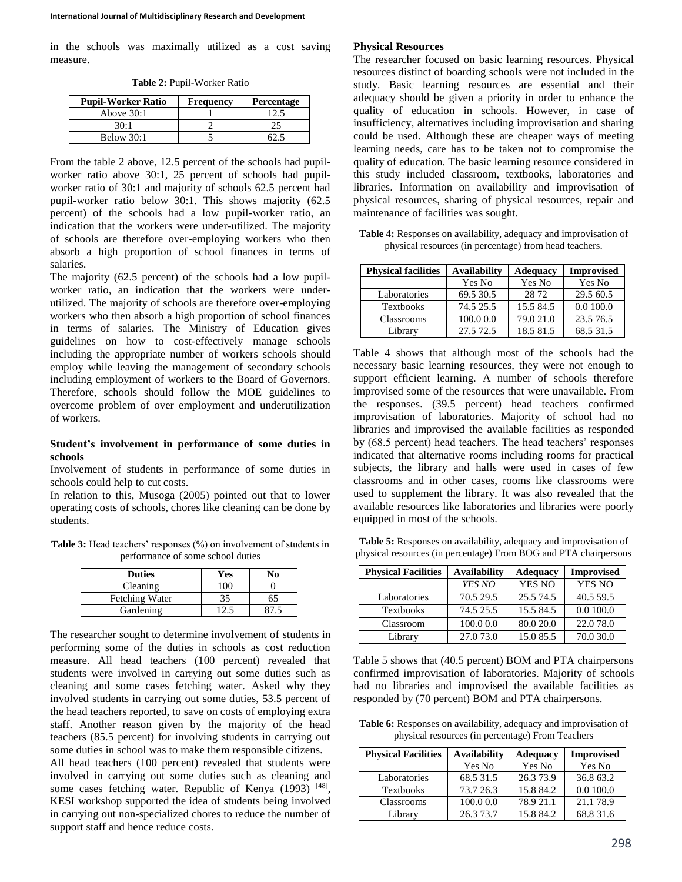in the schools was maximally utilized as a cost saving measure.

**Table 2:** Pupil-Worker Ratio

| Pupil-Worker Ratio | Frequency | Percentage |
|---|---|---|
| Above 30:1 | 1 | 12.5 |
| 30:1 | 2 | 25 |
| Below 30:1 | 5 | 62.5 |

From the table 2 above, 12.5 percent of the schools had pupil-worker ratio above 30:1, 25 percent of schools had pupil-worker ratio of 30:1 and majority of schools 62.5 percent had pupil-worker ratio below 30:1. This shows majority (62.5 percent) of the schools had a low pupil-worker ratio, an indication that the workers were under-utilized. The majority of schools are therefore over-employing workers who then absorb a high proportion of school finances in terms of salaries.

The majority (62.5 percent) of the schools had a low pupil-worker ratio, an indication that the workers were under-utilized. The majority of schools are therefore over-employing workers who then absorb a high proportion of school finances in terms of salaries. The Ministry of Education gives guidelines on how to cost-effectively manage schools including the appropriate number of workers schools should employ while leaving the management of secondary schools including employment of workers to the Board of Governors. Therefore, schools should follow the MOE guidelines to overcome problem of over employment and underutilization of workers.

### Student's involvement in performance of some duties in schools

Involvement of students in performance of some duties in schools could help to cut costs.

In relation to this, Musoga (2005) pointed out that to lower operating costs of schools, chores like cleaning can be done by students.

**Table 3:** Head teachers' responses (%) on involvement of students in performance of some school duties

| Duties | Yes | No |
|---|---|---|
| Cleaning | 100 | 0 |
| Fetching Water | 35 | 65 |
| Gardening | 12.5 | 87.5 |

The researcher sought to determine involvement of students in performing some of the duties in schools as cost reduction measure. All head teachers (100 percent) revealed that students were involved in carrying out some duties such as cleaning and some cases fetching water. Asked why they involved students in carrying out some duties, 53.5 percent of the head teachers reported, to save on costs of employing extra staff. Another reason given by the majority of the head teachers (85.5 percent) for involving students in carrying out some duties in school was to make them responsible citizens.

All head teachers (100 percent) revealed that students were involved in carrying out some duties such as cleaning and some cases fetching water. Republic of Kenya (1993) [48], KESI workshop supported the idea of students being involved in carrying out non-specialized chores to reduce the number of support staff and hence reduce costs.

### Physical Resources

The researcher focused on basic learning resources. Physical resources distinct of boarding schools were not included in the study. Basic learning resources are essential and their adequacy should be given a priority in order to enhance the quality of education in schools. However, in case of insufficiency, alternatives including improvisation and sharing could be used. Although these are cheaper ways of meeting learning needs, care has to be taken not to compromise the quality of education. The basic learning resource considered in this study included classroom, textbooks, laboratories and libraries. Information on availability and improvisation of physical resources, sharing of physical resources, repair and maintenance of facilities was sought.

**Table 4:** Responses on availability, adequacy and improvisation of physical resources (in percentage) from head teachers.

| Physical facilities | Availability | Adequacy | Improvised |
|---|---|---|---|
| | Yes No | Yes No | Yes No |
| Laboratories | 69.5 30.5 | 28 72 | 29.5 60.5 |
| Textbooks | 74.5 25.5 | 15.5 84.5 | 0.0 100.0 |
| Classrooms | 100.0 0.0 | 79.0 21.0 | 23.5 76.5 |
| Library | 27.5 72.5 | 18.5 81.5 | 68.5 31.5 |

Table 4 shows that although most of the schools had the necessary basic learning resources, they were not enough to support efficient learning. A number of schools therefore improvised some of the resources that were unavailable. From the responses. (39.5 percent) head teachers confirmed improvisation of laboratories. Majority of school had no libraries and improvised the available facilities as responded by (68.5 percent) head teachers. The head teachers' responses indicated that alternative rooms including rooms for practical subjects, the library and halls were used in cases of few classrooms and in other cases, rooms like classrooms were used to supplement the library. It was also revealed that the available resources like laboratories and libraries were poorly equipped in most of the schools.

**Table 5:** Responses on availability, adequacy and improvisation of physical resources (in percentage) From BOG and PTA chairpersons

| Physical Facilities | Availability | Adequacy | Improvised |
|---|---|---|---|
| | *YES NO* | YES NO | YES NO |
| Laboratories | 70.5 29.5 | 25.5 74.5 | 40.5 59.5 |
| Textbooks | 74.5 25.5 | 15.5 84.5 | 0.0 100.0 |
| Classroom | 100.0 0.0 | 80.0 20.0 | 22.0 78.0 |
| Library | 27.0 73.0 | 15.0 85.5 | 70.0 30.0 |

Table 5 shows that (40.5 percent) BOM and PTA chairpersons confirmed improvisation of laboratories. Majority of schools had no libraries and improvised the available facilities as responded by (70 percent) BOM and PTA chairpersons.

**Table 6:** Responses on availability, adequacy and improvisation of physical resources (in percentage) From Teachers

| Physical Facilities | Availability | Adequacy | Improvised |
|---|---|---|---|
| | Yes No | Yes No | Yes No |
| Laboratories | 68.5 31.5 | 26.3 73.9 | 36.8 63.2 |
| Textbooks | 73.7 26.3 | 15.8 84.2 | 0.0 100.0 |
| Classrooms | 100.0 0.0 | 78.9 21.1 | 21.1 78.9 |
| Library | 26.3 73.7 | 15.8 84.2 | 68.8 31.6 |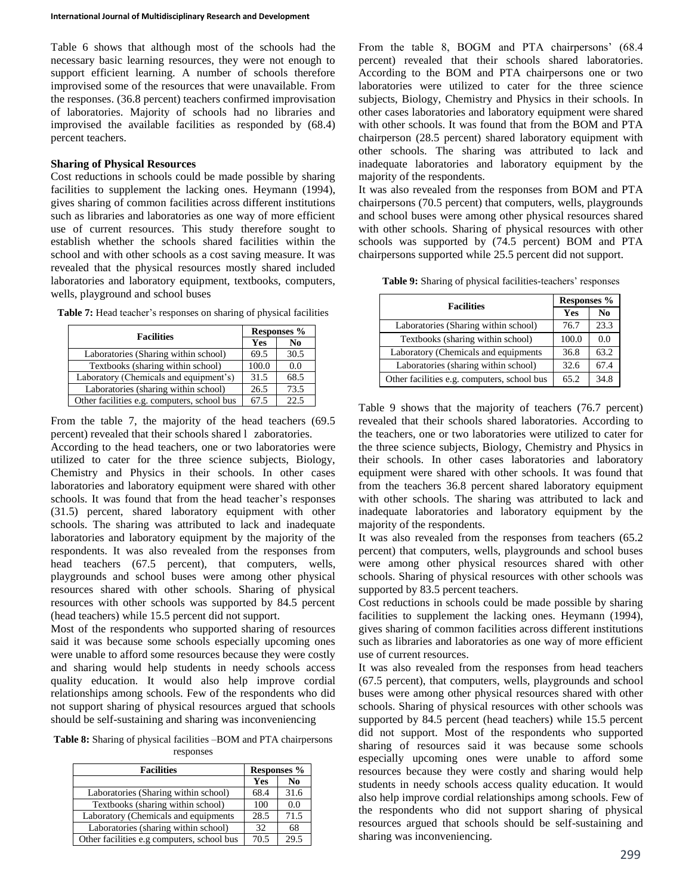Table 6 shows that although most of the schools had the necessary basic learning resources, they were not enough to support efficient learning. A number of schools therefore improvised some of the resources that were unavailable. From the responses. (36.8 percent) teachers confirmed improvisation of laboratories. Majority of schools had no libraries and improvised the available facilities as responded by (68.4) percent teachers.

**Sharing of Physical Resources**

Cost reductions in schools could be made possible by sharing facilities to supplement the lacking ones. Heymann (1994), gives sharing of common facilities across different institutions such as libraries and laboratories as one way of more efficient use of current resources. This study therefore sought to establish whether the schools shared facilities within the school and with other schools as a cost saving measure. It was revealed that the physical resources mostly shared included laboratories and laboratory equipment, textbooks, computers, wells, playground and school buses

**Table 7:** Head teacher's responses on sharing of physical facilities

| Facilities | Responses % | |
|---|---|---|
| | Yes | No |
| Laboratories (Sharing within school) | 69.5 | 30.5 |
| Textbooks (sharing within school) | 100.0 | 0.0 |
| Laboratory (Chemicals and equipment's) | 31.5 | 68.5 |
| Laboratories (sharing within school) | 26.5 | 73.5 |
| Other facilities e.g. computers, school bus | 67.5 | 22.5 |

From the table 7, the majority of the head teachers (69.5 percent) revealed that their schools shared l zaboratories.

According to the head teachers, one or two laboratories were utilized to cater for the three science subjects, Biology, Chemistry and Physics in their schools. In other cases laboratories and laboratory equipment were shared with other schools. It was found that from the head teacher's responses (31.5) percent, shared laboratory equipment with other schools. The sharing was attributed to lack and inadequate laboratories and laboratory equipment by the majority of the respondents. It was also revealed from the responses from head teachers (67.5 percent), that computers, wells, playgrounds and school buses were among other physical resources shared with other schools. Sharing of physical resources with other schools was supported by 84.5 percent (head teachers) while 15.5 percent did not support.

Most of the respondents who supported sharing of resources said it was because some schools especially upcoming ones were unable to afford some resources because they were costly and sharing would help students in needy schools access quality education. It would also help improve cordial relationships among schools. Few of the respondents who did not support sharing of physical resources argued that schools should be self-sustaining and sharing was inconveniencing

**Table 8:** Sharing of physical facilities –BOM and PTA chairpersons responses

| Facilities | Responses % | |
|---|---|---|
| | Yes | No |
| Laboratories (Sharing within school) | 68.4 | 31.6 |
| Textbooks (sharing within school) | 100 | 0.0 |
| Laboratory (Chemicals and equipments | 28.5 | 71.5 |
| Laboratories (sharing within school) | 32 | 68 |
| Other facilities e.g computers, school bus | 70.5 | 29.5 |

From the table 8, BOGM and PTA chairpersons' (68.4 percent) revealed that their schools shared laboratories. According to the BOM and PTA chairpersons one or two laboratories were utilized to cater for the three science subjects, Biology, Chemistry and Physics in their schools. In other cases laboratories and laboratory equipment were shared with other schools. It was found that from the BOM and PTA chairperson (28.5 percent) shared laboratory equipment with other schools. The sharing was attributed to lack and inadequate laboratories and laboratory equipment by the majority of the respondents.

It was also revealed from the responses from BOM and PTA chairpersons (70.5 percent) that computers, wells, playgrounds and school buses were among other physical resources shared with other schools. Sharing of physical resources with other schools was supported by (74.5 percent) BOM and PTA chairpersons supported while 25.5 percent did not support.

**Table 9:** Sharing of physical facilities-teachers' responses

| Facilities | Responses % | |
|---|---|---|
| | Yes | No |
| Laboratories (Sharing within school) | 76.7 | 23.3 |
| Textbooks (sharing within school) | 100.0 | 0.0 |
| Laboratory (Chemicals and equipments | 36.8 | 63.2 |
| Laboratories (sharing within school) | 32.6 | 67.4 |
| Other facilities e.g. computers, school bus | 65.2 | 34.8 |

Table 9 shows that the majority of teachers (76.7 percent) revealed that their schools shared laboratories. According to the teachers, one or two laboratories were utilized to cater for the three science subjects, Biology, Chemistry and Physics in their schools. In other cases laboratories and laboratory equipment were shared with other schools. It was found that from the teachers 36.8 percent shared laboratory equipment with other schools. The sharing was attributed to lack and inadequate laboratories and laboratory equipment by the majority of the respondents.

It was also revealed from the responses from teachers (65.2 percent) that computers, wells, playgrounds and school buses were among other physical resources shared with other schools. Sharing of physical resources with other schools was supported by 83.5 percent teachers.

Cost reductions in schools could be made possible by sharing facilities to supplement the lacking ones. Heymann (1994), gives sharing of common facilities across different institutions such as libraries and laboratories as one way of more efficient use of current resources.

It was also revealed from the responses from head teachers (67.5 percent), that computers, wells, playgrounds and school buses were among other physical resources shared with other schools. Sharing of physical resources with other schools was supported by 84.5 percent (head teachers) while 15.5 percent did not support. Most of the respondents who supported sharing of resources said it was because some schools especially upcoming ones were unable to afford some resources because they were costly and sharing would help students in needy schools access quality education. It would also help improve cordial relationships among schools. Few of the respondents who did not support sharing of physical resources argued that schools should be self-sustaining and sharing was inconveniencing.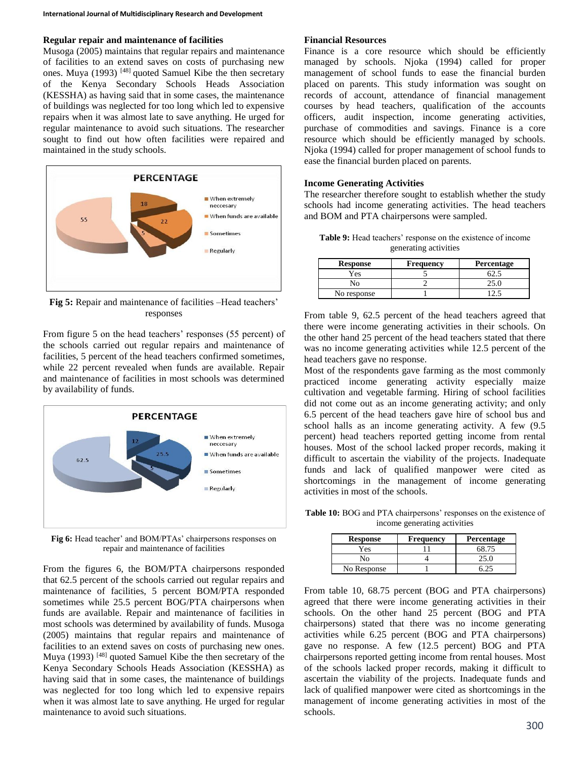### Regular repair and maintenance of facilities

Musoga (2005) maintains that regular repairs and maintenance of facilities to an extend saves on costs of purchasing new ones. Muya (1993) [48] quoted Samuel Kibe the then secretary of the Kenya Secondary Schools Heads Association (KESSHA) as having said that in some cases, the maintenance of buildings was neglected for too long which led to expensive repairs when it was almost late to save anything. He urged for regular maintenance to avoid such situations. The researcher sought to find out how often facilities were repaired and maintained in the study schools.

**Fig 5:** Repair and maintenance of facilities –Head teachers' responses

From figure 5 on the head teachers' responses (55 percent) of the schools carried out regular repairs and maintenance of facilities, 5 percent of the head teachers confirmed sometimes, while 22 percent revealed when funds are available. Repair and maintenance of facilities in most schools was determined by availability of funds.

**Fig 6:** Head teacher' and BOM/PTAs' chairpersons responses on repair and maintenance of facilities

From the figures 6, the BOM/PTA chairpersons responded that 62.5 percent of the schools carried out regular repairs and maintenance of facilities, 5 percent BOM/PTA responded sometimes while 25.5 percent BOG/PTA chairpersons when funds are available. Repair and maintenance of facilities in most schools was determined by availability of funds. Musoga (2005) maintains that regular repairs and maintenance of facilities to an extend saves on costs of purchasing new ones. Muya (1993) [48] quoted Samuel Kibe the then secretary of the Kenya Secondary Schools Heads Association (KESSHA) as having said that in some cases, the maintenance of buildings was neglected for too long which led to expensive repairs when it was almost late to save anything. He urged for regular maintenance to avoid such situations.

### Financial Resources

Finance is a core resource which should be efficiently managed by schools. Njoka (1994) called for proper management of school funds to ease the financial burden placed on parents. This study information was sought on records of account, attendance of financial management courses by head teachers, qualification of the accounts officers, audit inspection, income generating activities, purchase of commodities and savings. Finance is a core resource which should be efficiently managed by schools. Njoka (1994) called for proper management of school funds to ease the financial burden placed on parents.

### Income Generating Activities

The researcher therefore sought to establish whether the study schools had income generating activities. The head teachers and BOM and PTA chairpersons were sampled.

**Table 9:** Head teachers' response on the existence of income generating activities

| Response | Frequency | Percentage |
|---|---|---|
| Yes | 5 | 62.5 |
| No | 2 | 25.0 |
| No response | 1 | 12.5 |

From table 9, 62.5 percent of the head teachers agreed that there were income generating activities in their schools. On the other hand 25 percent of the head teachers stated that there was no income generating activities while 12.5 percent of the head teachers gave no response.

Most of the respondents gave farming as the most commonly practiced income generating activity especially maize cultivation and vegetable farming. Hiring of school facilities did not come out as an income generating activity; and only 6.5 percent of the head teachers gave hire of school bus and school halls as an income generating activity. A few (9.5 percent) head teachers reported getting income from rental houses. Most of the school lacked proper records, making it difficult to ascertain the viability of the projects. Inadequate funds and lack of qualified manpower were cited as shortcomings in the management of income generating activities in most of the schools.

**Table 10:** BOG and PTA chairpersons' responses on the existence of income generating activities

| Response | Frequency | Percentage |
|---|---|---|
| Yes | 11 | 68.75 |
| No | 4 | 25.0 |
| No Response | 1 | 6.25 |

From table 10, 68.75 percent (BOG and PTA chairpersons) agreed that there were income generating activities in their schools. On the other hand 25 percent (BOG and PTA chairpersons) stated that there was no income generating activities while 6.25 percent (BOG and PTA chairpersons) gave no response. A few (12.5 percent) BOG and PTA chairpersons reported getting income from rental houses. Most of the schools lacked proper records, making it difficult to ascertain the viability of the projects. Inadequate funds and lack of qualified manpower were cited as shortcomings in the management of income generating activities in most of the schools.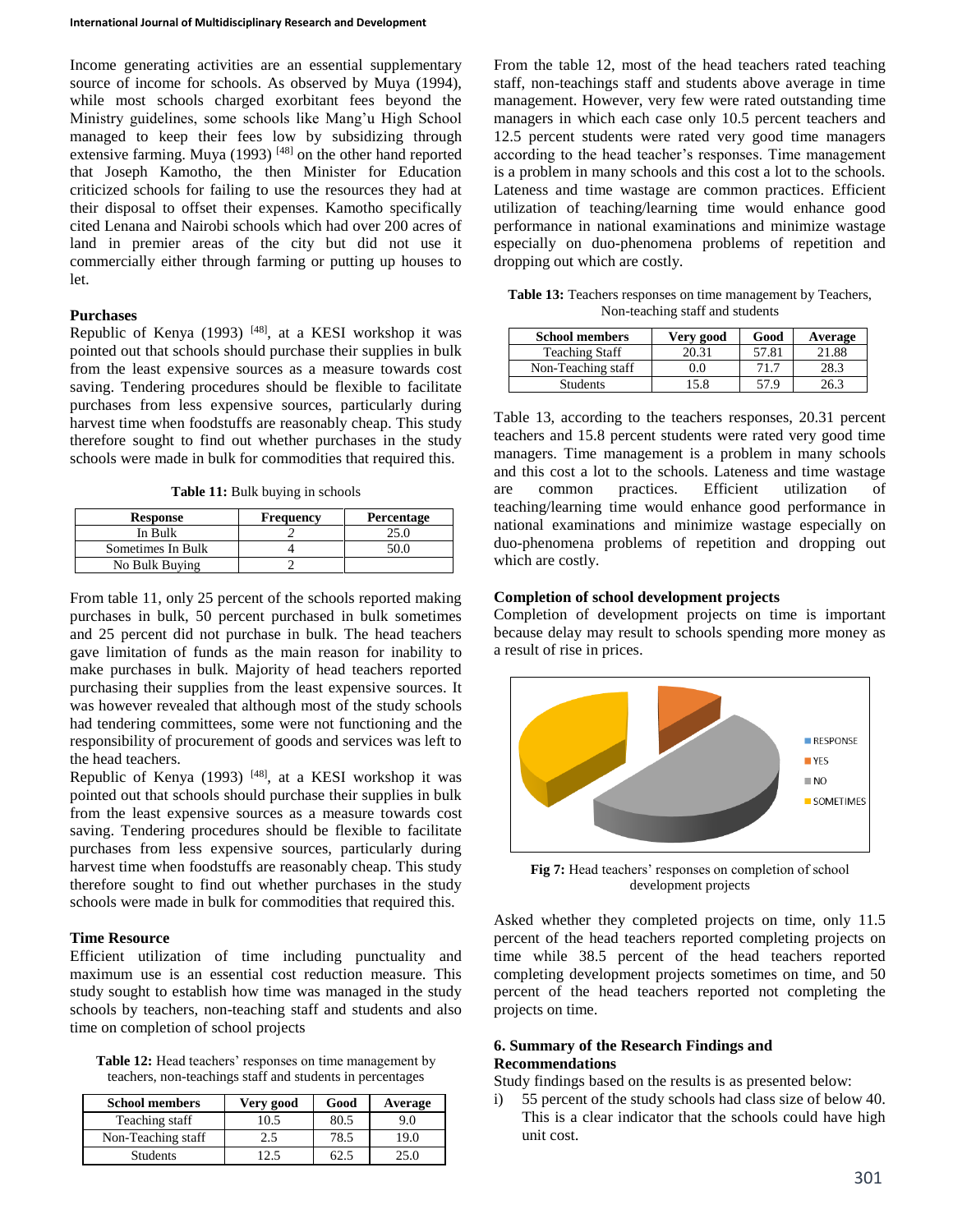Income generating activities are an essential supplementary source of income for schools. As observed by Muya (1994), while most schools charged exorbitant fees beyond the Ministry guidelines, some schools like Mang'u High School managed to keep their fees low by subsidizing through extensive farming. Muya (1993) [48] on the other hand reported that Joseph Kamotho, the then Minister for Education criticized schools for failing to use the resources they had at their disposal to offset their expenses. Kamotho specifically cited Lenana and Nairobi schools which had over 200 acres of land in premier areas of the city but did not use it commercially either through farming or putting up houses to let.

### Purchases

Republic of Kenya (1993) [48], at a KESI workshop it was pointed out that schools should purchase their supplies in bulk from the least expensive sources as a measure towards cost saving. Tendering procedures should be flexible to facilitate purchases from less expensive sources, particularly during harvest time when foodstuffs are reasonably cheap. This study therefore sought to find out whether purchases in the study schools were made in bulk for commodities that required this.

**Table 11:** Bulk buying in schools

| Response | Frequency | Percentage |
|---|---|---|
| In Bulk | 2 | 25.0 |
| Sometimes In Bulk | 4 | 50.0 |
| No Bulk Buying | 2 | |

From table 11, only 25 percent of the schools reported making purchases in bulk, 50 percent purchased in bulk sometimes and 25 percent did not purchase in bulk. The head teachers gave limitation of funds as the main reason for inability to make purchases in bulk. Majority of head teachers reported purchasing their supplies from the least expensive sources. It was however revealed that although most of the study schools had tendering committees, some were not functioning and the responsibility of procurement of goods and services was left to the head teachers.

Republic of Kenya (1993) [48], at a KESI workshop it was pointed out that schools should purchase their supplies in bulk from the least expensive sources as a measure towards cost saving. Tendering procedures should be flexible to facilitate purchases from less expensive sources, particularly during harvest time when foodstuffs are reasonably cheap. This study therefore sought to find out whether purchases in the study schools were made in bulk for commodities that required this.

### Time Resource

Efficient utilization of time including punctuality and maximum use is an essential cost reduction measure. This study sought to establish how time was managed in the study schools by teachers, non-teaching staff and students and also time on completion of school projects

**Table 12:** Head teachers' responses on time management by teachers, non-teachings staff and students in percentages

| School members | Very good | Good | Average |
|---|---|---|---|
| Teaching staff | 10.5 | 80.5 | 9.0 |
| Non-Teaching staff | 2.5 | 78.5 | 19.0 |
| Students | 12.5 | 62.5 | 25.0 |

From the table 12, most of the head teachers rated teaching staff, non-teachings staff and students above average in time management. However, very few were rated outstanding time managers in which each case only 10.5 percent teachers and 12.5 percent students were rated very good time managers according to the head teacher's responses. Time management is a problem in many schools and this cost a lot to the schools. Lateness and time wastage are common practices. Efficient utilization of teaching/learning time would enhance good performance in national examinations and minimize wastage especially on duo-phenomena problems of repetition and dropping out which are costly.

**Table 13:** Teachers responses on time management by Teachers, Non-teaching staff and students

| School members | Very good | Good | Average |
|---|---|---|---|
| Teaching Staff | 20.31 | 57.81 | 21.88 |
| Non-Teaching staff | 0.0 | 71.7 | 28.3 |
| Students | 15.8 | 57.9 | 26.3 |

Table 13, according to the teachers responses, 20.31 percent teachers and 15.8 percent students were rated very good time managers. Time management is a problem in many schools and this cost a lot to the schools. Lateness and time wastage are common practices. Efficient utilization of teaching/learning time would enhance good performance in national examinations and minimize wastage especially on duo-phenomena problems of repetition and dropping out which are costly.

### Completion of school development projects

Completion of development projects on time is important because delay may result to schools spending more money as a result of rise in prices.

**Fig 7:** Head teachers' responses on completion of school development projects

Asked whether they completed projects on time, only 11.5 percent of the head teachers reported completing projects on time while 38.5 percent of the head teachers reported completing development projects sometimes on time, and 50 percent of the head teachers reported not completing the projects on time.

## 6. Summary of the Research Findings and Recommendations

Study findings based on the results is as presented below:

i) 55 percent of the study schools had class size of below 40. This is a clear indicator that the schools could have high unit cost.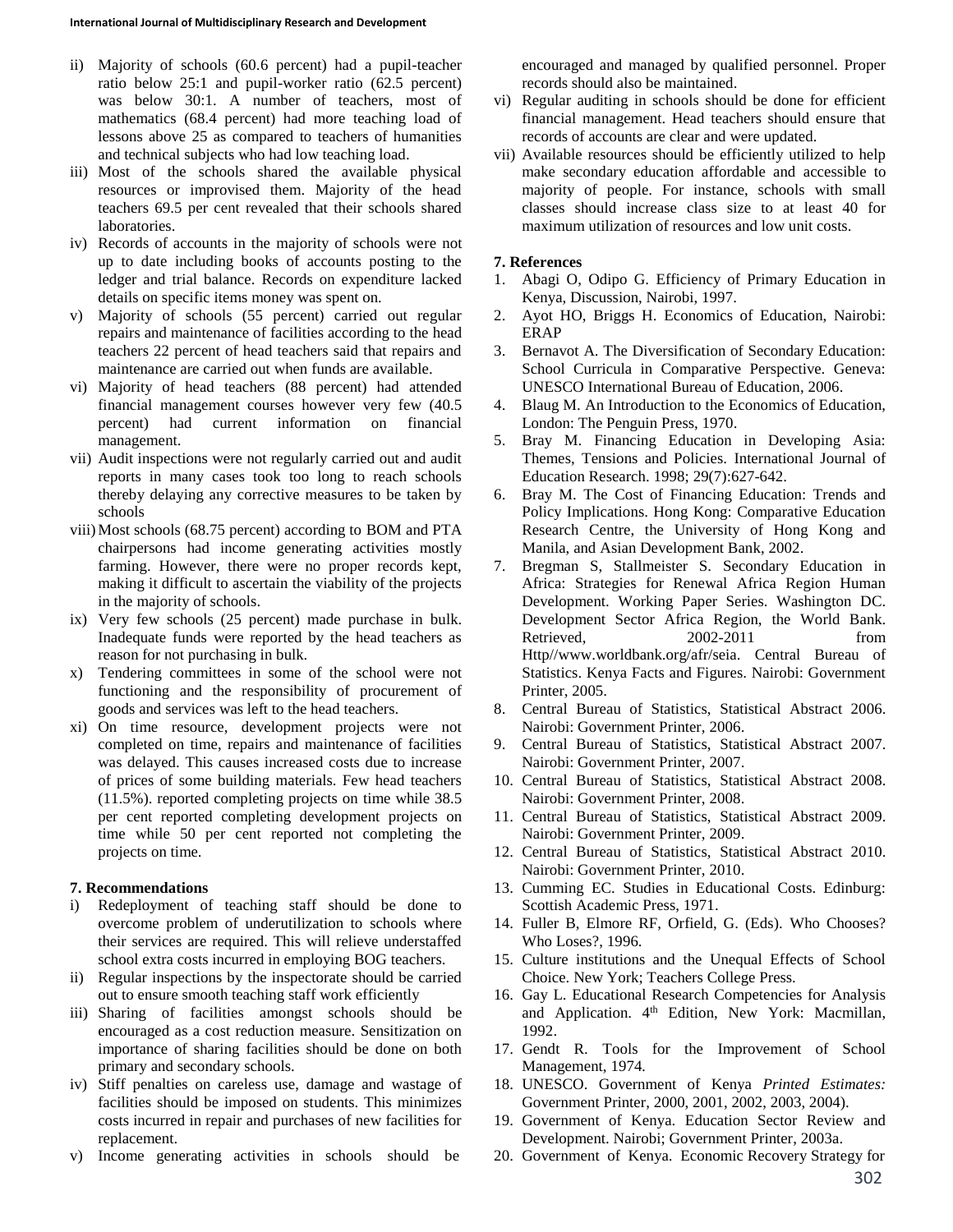ii) Majority of schools (60.6 percent) had a pupil-teacher ratio below 25:1 and pupil-worker ratio (62.5 percent) was below 30:1. A number of teachers, most of mathematics (68.4 percent) had more teaching load of lessons above 25 as compared to teachers of humanities and technical subjects who had low teaching load.
iii) Most of the schools shared the available physical resources or improvised them. Majority of the head teachers 69.5 per cent revealed that their schools shared laboratories.
iv) Records of accounts in the majority of schools were not up to date including books of accounts posting to the ledger and trial balance. Records on expenditure lacked details on specific items money was spent on.
v) Majority of schools (55 percent) carried out regular repairs and maintenance of facilities according to the head teachers 22 percent of head teachers said that repairs and maintenance are carried out when funds are available.
vi) Majority of head teachers (88 percent) had attended financial management courses however very few (40.5 percent) had current information on financial management.
vii) Audit inspections were not regularly carried out and audit reports in many cases took too long to reach schools thereby delaying any corrective measures to be taken by schools
viii) Most schools (68.75 percent) according to BOM and PTA chairpersons had income generating activities mostly farming. However, there were no proper records kept, making it difficult to ascertain the viability of the projects in the majority of schools.
ix) Very few schools (25 percent) made purchase in bulk. Inadequate funds were reported by the head teachers as reason for not purchasing in bulk.
x) Tendering committees in some of the school were not functioning and the responsibility of procurement of goods and services was left to the head teachers.
xi) On time resource, development projects were not completed on time, repairs and maintenance of facilities was delayed. This causes increased costs due to increase of prices of some building materials. Few head teachers (11.5%). reported completing projects on time while 38.5 per cent reported completing development projects on time while 50 per cent reported not completing the projects on time.

## 7. Recommendations

i) Redeployment of teaching staff should be done to overcome problem of underutilization to schools where their services are required. This will relieve understaffed school extra costs incurred in employing BOG teachers.
ii) Regular inspections by the inspectorate should be carried out to ensure smooth teaching staff work efficiently
iii) Sharing of facilities amongst schools should be encouraged as a cost reduction measure. Sensitization on importance of sharing facilities should be done on both primary and secondary schools.
iv) Stiff penalties on careless use, damage and wastage of facilities should be imposed on students. This minimizes costs incurred in repair and purchases of new facilities for replacement.
v) Income generating activities in schools should be encouraged and managed by qualified personnel. Proper records should also be maintained.
vi) Regular auditing in schools should be done for efficient financial management. Head teachers should ensure that records of accounts are clear and were updated.
vii) Available resources should be efficiently utilized to help make secondary education affordable and accessible to majority of people. For instance, schools with small classes should increase class size to at least 40 for maximum utilization of resources and low unit costs.

## 7. References

1. Abagi O, Odipo G. Efficiency of Primary Education in Kenya, Discussion, Nairobi, 1997.
2. Ayot HO, Briggs H. Economics of Education, Nairobi: ERAP
3. Bernavot A. The Diversification of Secondary Education: School Curricula in Comparative Perspective. Geneva: UNESCO International Bureau of Education, 2006.
4. Blaug M. An Introduction to the Economics of Education, London: The Penguin Press, 1970.
5. Bray M. Financing Education in Developing Asia: Themes, Tensions and Policies. International Journal of Education Research. 1998; 29(7):627-642.
6. Bray M. The Cost of Financing Education: Trends and Policy Implications. Hong Kong: Comparative Education Research Centre, the University of Hong Kong and Manila, and Asian Development Bank, 2002.
7. Bregman S, Stallmeister S. Secondary Education in Africa: Strategies for Renewal Africa Region Human Development. Working Paper Series. Washington DC. Development Sector Africa Region, the World Bank. Retrieved, 2002-2011 from Http//www.worldbank.org/afr/seia. Central Bureau of Statistics. Kenya Facts and Figures. Nairobi: Government Printer, 2005.
8. Central Bureau of Statistics, Statistical Abstract 2006. Nairobi: Government Printer, 2006.
9. Central Bureau of Statistics, Statistical Abstract 2007. Nairobi: Government Printer, 2007.
10. Central Bureau of Statistics, Statistical Abstract 2008. Nairobi: Government Printer, 2008.
11. Central Bureau of Statistics, Statistical Abstract 2009. Nairobi: Government Printer, 2009.
12. Central Bureau of Statistics, Statistical Abstract 2010. Nairobi: Government Printer, 2010.
13. Cumming EC. Studies in Educational Costs. Edinburg: Scottish Academic Press, 1971.
14. Fuller B, Elmore RF, Orfield, G. (Eds). Who Chooses? Who Loses?, 1996.
15. Culture institutions and the Unequal Effects of School Choice. New York; Teachers College Press.
16. Gay L. Educational Research Competencies for Analysis and Application. 4th Edition, New York: Macmillan, 1992.
17. Gendt R. Tools for the Improvement of School Management, 1974.
18. UNESCO. Government of Kenya *Printed Estimates:* Government Printer, 2000, 2001, 2002, 2003, 2004).
19. Government of Kenya. Education Sector Review and Development. Nairobi; Government Printer, 2003a.
20. Government of Kenya. Economic Recovery Strategy for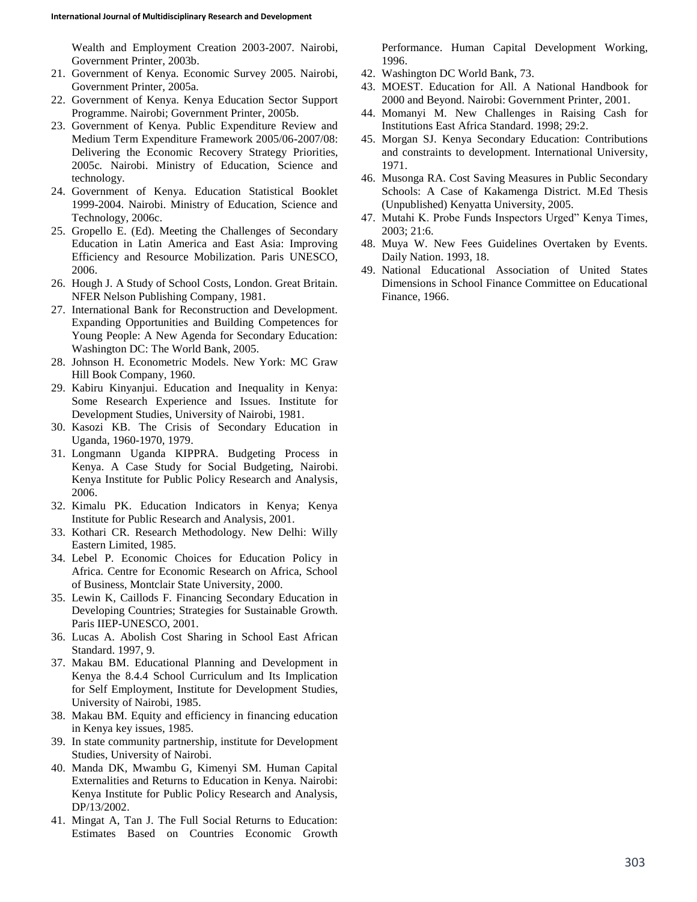Wealth and Employment Creation 2003-2007. Nairobi, Government Printer, 2003b.

21. Government of Kenya. Economic Survey 2005. Nairobi, Government Printer, 2005a.
22. Government of Kenya. Kenya Education Sector Support Programme. Nairobi; Government Printer, 2005b.
23. Government of Kenya. Public Expenditure Review and Medium Term Expenditure Framework 2005/06-2007/08: Delivering the Economic Recovery Strategy Priorities, 2005c. Nairobi. Ministry of Education, Science and technology.
24. Government of Kenya. Education Statistical Booklet 1999-2004. Nairobi. Ministry of Education, Science and Technology, 2006c.
25. Gropello E. (Ed). Meeting the Challenges of Secondary Education in Latin America and East Asia: Improving Efficiency and Resource Mobilization. Paris UNESCO, 2006.
26. Hough J. A Study of School Costs, London. Great Britain. NFER Nelson Publishing Company, 1981.
27. International Bank for Reconstruction and Development. Expanding Opportunities and Building Competences for Young People: A New Agenda for Secondary Education: Washington DC: The World Bank, 2005.
28. Johnson H. Econometric Models. New York: MC Graw Hill Book Company, 1960.
29. Kabiru Kinyanjui. Education and Inequality in Kenya: Some Research Experience and Issues. Institute for Development Studies, University of Nairobi, 1981.
30. Kasozi KB. The Crisis of Secondary Education in Uganda, 1960-1970, 1979.
31. Longmann Uganda KIPPRA. Budgeting Process in Kenya. A Case Study for Social Budgeting, Nairobi. Kenya Institute for Public Policy Research and Analysis, 2006.
32. Kimalu PK. Education Indicators in Kenya; Kenya Institute for Public Research and Analysis, 2001.
33. Kothari CR. Research Methodology. New Delhi: Willy Eastern Limited, 1985.
34. Lebel P. Economic Choices for Education Policy in Africa. Centre for Economic Research on Africa, School of Business, Montclair State University, 2000.
35. Lewin K, Caillods F. Financing Secondary Education in Developing Countries; Strategies for Sustainable Growth. Paris IIEP-UNESCO, 2001.
36. Lucas A. Abolish Cost Sharing in School East African Standard. 1997, 9.
37. Makau BM. Educational Planning and Development in Kenya the 8.4.4 School Curriculum and Its Implication for Self Employment, Institute for Development Studies, University of Nairobi, 1985.
38. Makau BM. Equity and efficiency in financing education in Kenya key issues, 1985.
39. In state community partnership, institute for Development Studies, University of Nairobi.
40. Manda DK, Mwambu G, Kimenyi SM. Human Capital Externalities and Returns to Education in Kenya. Nairobi: Kenya Institute for Public Policy Research and Analysis, DP/13/2002.
41. Mingat A, Tan J. The Full Social Returns to Education: Estimates Based on Countries Economic Growth Performance. Human Capital Development Working, 1996.
42. Washington DC World Bank, 73.
43. MOEST. Education for All. A National Handbook for 2000 and Beyond. Nairobi: Government Printer, 2001.
44. Momanyi M. New Challenges in Raising Cash for Institutions East Africa Standard. 1998; 29:2.
45. Morgan SJ. Kenya Secondary Education: Contributions and constraints to development. International University, 1971.
46. Musonga RA. Cost Saving Measures in Public Secondary Schools: A Case of Kakamenga District. M.Ed Thesis (Unpublished) Kenyatta University, 2005.
47. Mutahi K. Probe Funds Inspectors Urged" Kenya Times, 2003; 21:6.
48. Muya W. New Fees Guidelines Overtaken by Events. Daily Nation. 1993, 18.
49. National Educational Association of United States Dimensions in School Finance Committee on Educational Finance, 1966.